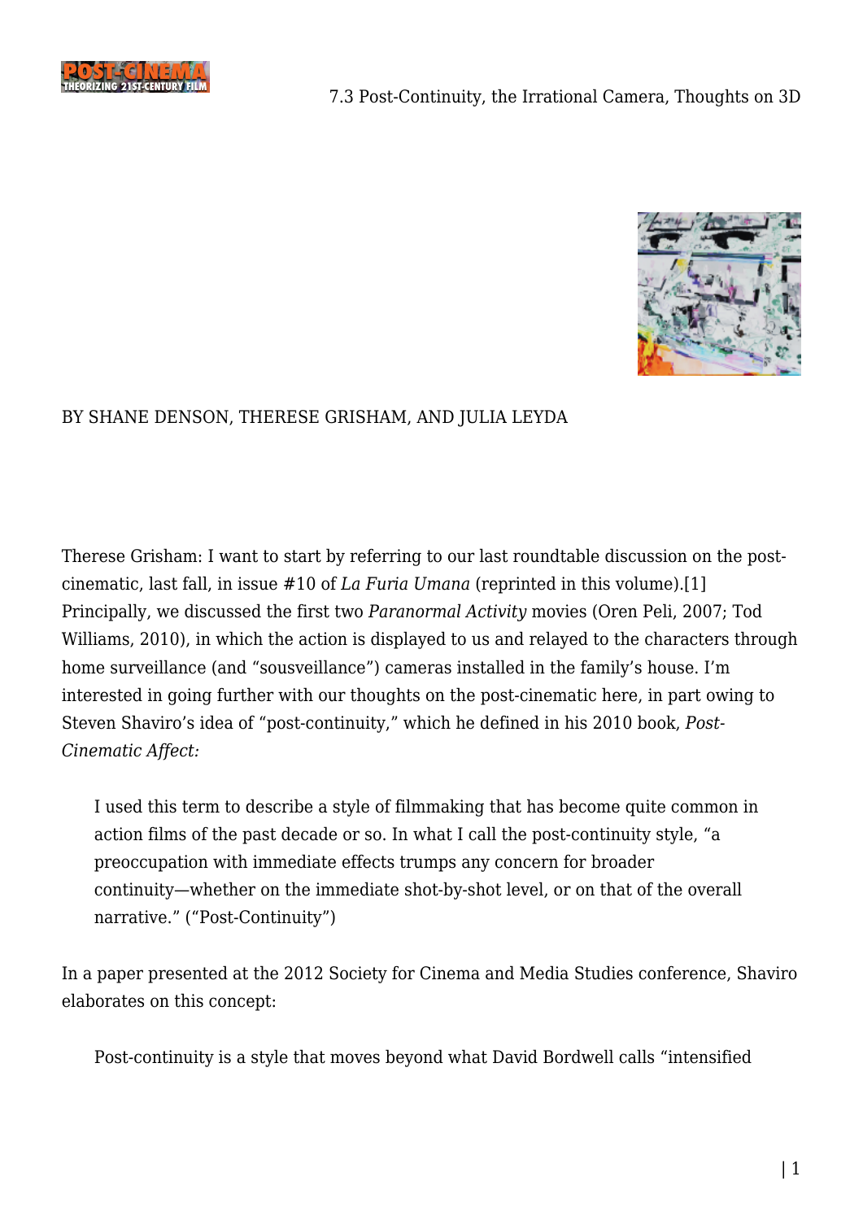# 7.3 Post-Continuity, the Irrational Camera, Thoughts on 3D

BY SHANE DENSON, THERESE GRISHAM, AND JULIA LEYDA

Therese Grisham: I want to start by referring to our last roundtable discussion on the post-cinematic, last fall, in issue #10 of *La Furia Umana* (reprinted in this volume).[1] Principally, we discussed the first two *Paranormal Activity* movies (Oren Peli, 2007; Tod Williams, 2010), in which the action is displayed to us and relayed to the characters through home surveillance (and "sousveillance") cameras installed in the family's house. I'm interested in going further with our thoughts on the post-cinematic here, in part owing to Steven Shaviro's idea of "post-continuity," which he defined in his 2010 book, *Post-Cinematic Affect:*

> I used this term to describe a style of filmmaking that has become quite common in action films of the past decade or so. In what I call the post-continuity style, "a preoccupation with immediate effects trumps any concern for broader continuity—whether on the immediate shot-by-shot level, or on that of the overall narrative." ("Post-Continuity")

In a paper presented at the 2012 Society for Cinema and Media Studies conference, Shaviro elaborates on this concept:

> Post-continuity is a style that moves beyond what David Bordwell calls "intensified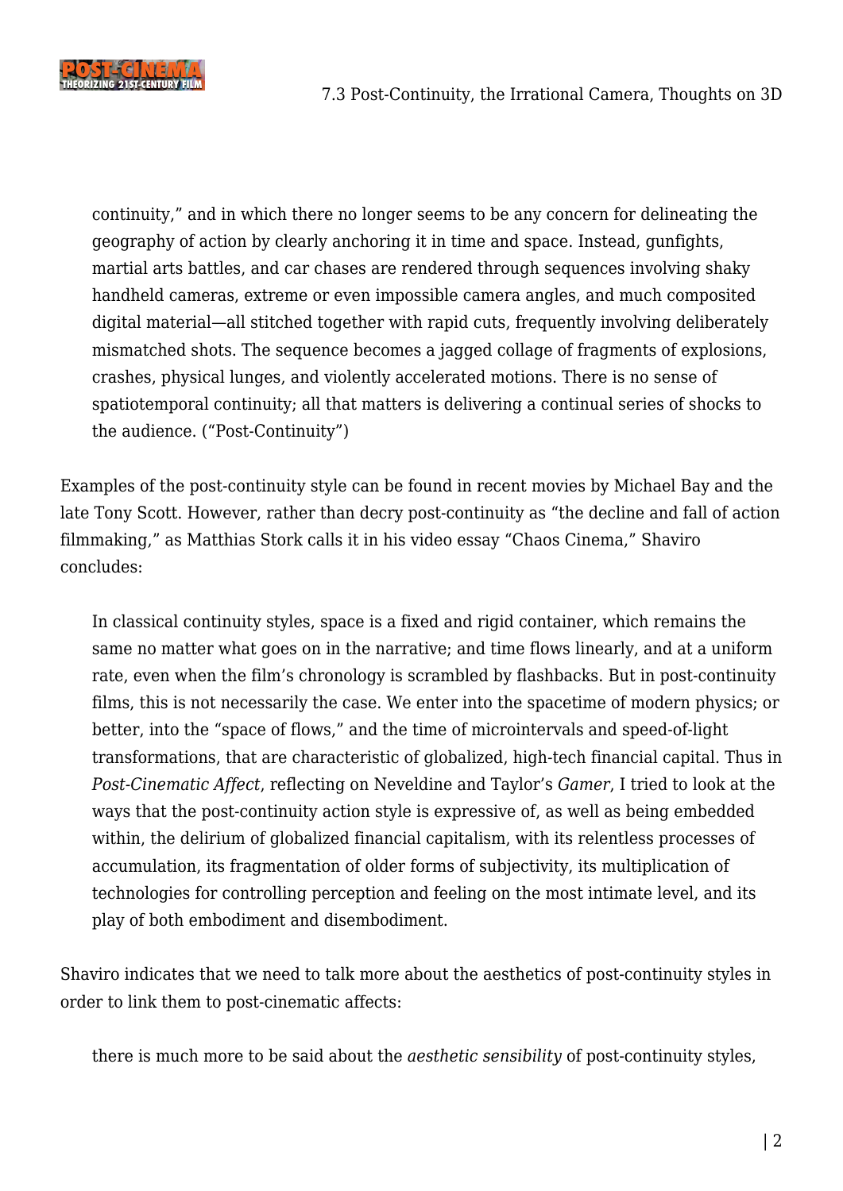> continuity," and in which there no longer seems to be any concern for delineating the geography of action by clearly anchoring it in time and space. Instead, gunfights, martial arts battles, and car chases are rendered through sequences involving shaky handheld cameras, extreme or even impossible camera angles, and much composited digital material—all stitched together with rapid cuts, frequently involving deliberately mismatched shots. The sequence becomes a jagged collage of fragments of explosions, crashes, physical lunges, and violently accelerated motions. There is no sense of spatiotemporal continuity; all that matters is delivering a continual series of shocks to the audience. ("Post-Continuity")

Examples of the post-continuity style can be found in recent movies by Michael Bay and the late Tony Scott. However, rather than decry post-continuity as "the decline and fall of action filmmaking," as Matthias Stork calls it in his video essay "Chaos Cinema," Shaviro concludes:

> In classical continuity styles, space is a fixed and rigid container, which remains the same no matter what goes on in the narrative; and time flows linearly, and at a uniform rate, even when the film's chronology is scrambled by flashbacks. But in post-continuity films, this is not necessarily the case. We enter into the spacetime of modern physics; or better, into the "space of flows," and the time of microintervals and speed-of-light transformations, that are characteristic of globalized, high-tech financial capital. Thus in *Post-Cinematic Affect*, reflecting on Neveldine and Taylor's *Gamer*, I tried to look at the ways that the post-continuity action style is expressive of, as well as being embedded within, the delirium of globalized financial capitalism, with its relentless processes of accumulation, its fragmentation of older forms of subjectivity, its multiplication of technologies for controlling perception and feeling on the most intimate level, and its play of both embodiment and disembodiment.

Shaviro indicates that we need to talk more about the aesthetics of post-continuity styles in order to link them to post-cinematic affects:

> there is much more to be said about the *aesthetic sensibility* of post-continuity styles,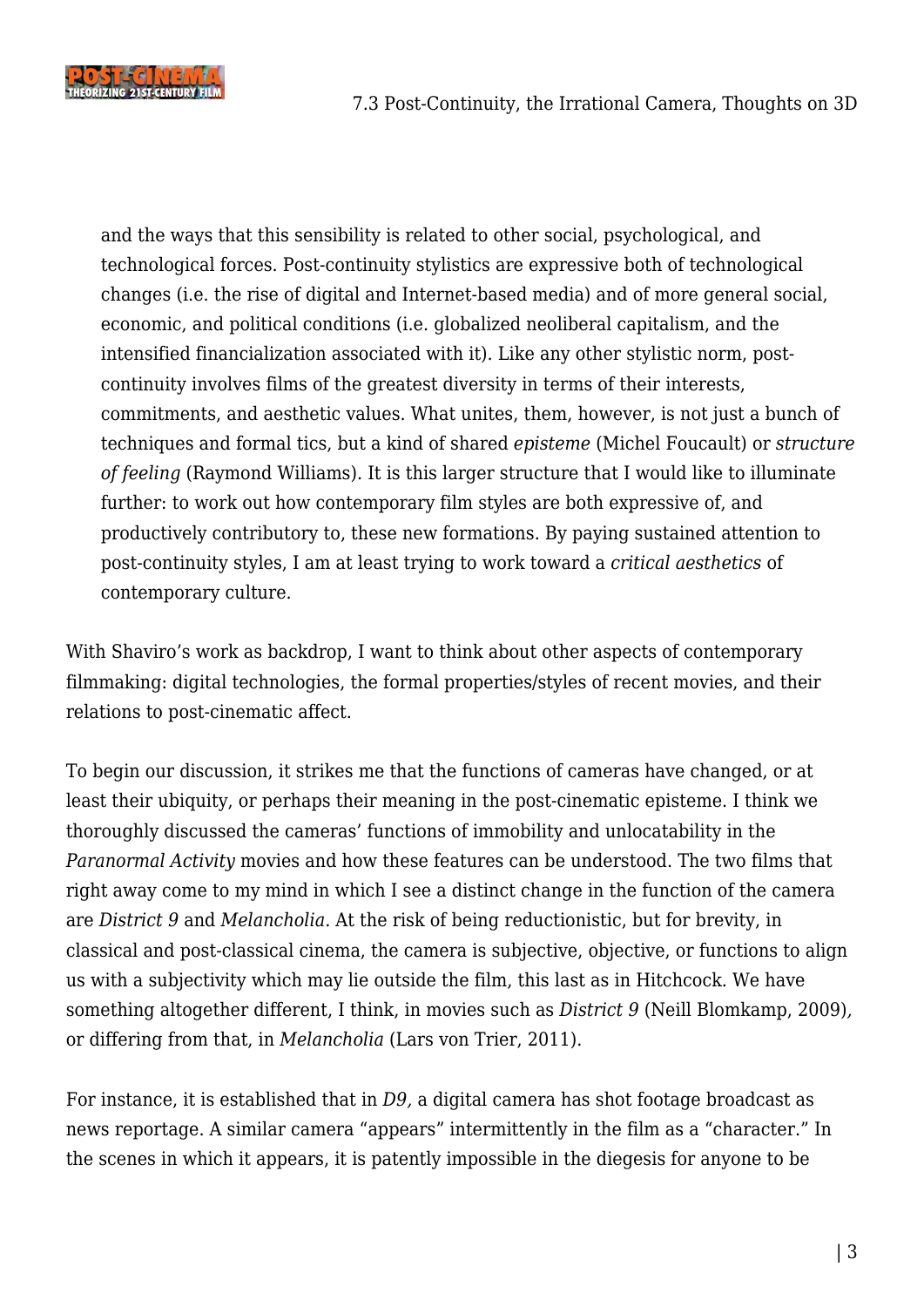> and the ways that this sensibility is related to other social, psychological, and technological forces. Post-continuity stylistics are expressive both of technological changes (i.e. the rise of digital and Internet-based media) and of more general social, economic, and political conditions (i.e. globalized neoliberal capitalism, and the intensified financialization associated with it). Like any other stylistic norm, post-continuity involves films of the greatest diversity in terms of their interests, commitments, and aesthetic values. What unites, them, however, is not just a bunch of techniques and formal tics, but a kind of shared *episteme* (Michel Foucault) or *structure of feeling* (Raymond Williams). It is this larger structure that I would like to illuminate further: to work out how contemporary film styles are both expressive of, and productively contributory to, these new formations. By paying sustained attention to post-continuity styles, I am at least trying to work toward a *critical aesthetics* of contemporary culture.

With Shaviro's work as backdrop, I want to think about other aspects of contemporary filmmaking: digital technologies, the formal properties/styles of recent movies, and their relations to post-cinematic affect.

To begin our discussion, it strikes me that the functions of cameras have changed, or at least their ubiquity, or perhaps their meaning in the post-cinematic episteme. I think we thoroughly discussed the cameras' functions of immobility and unlocatability in the *Paranormal Activity* movies and how these features can be understood. The two films that right away come to my mind in which I see a distinct change in the function of the camera are *District 9* and *Melancholia.* At the risk of being reductionistic, but for brevity, in classical and post-classical cinema, the camera is subjective, objective, or functions to align us with a subjectivity which may lie outside the film, this last as in Hitchcock. We have something altogether different, I think, in movies such as *District 9* (Neill Blomkamp, 2009), or differing from that, in *Melancholia* (Lars von Trier, 2011).

For instance, it is established that in *D9,* a digital camera has shot footage broadcast as news reportage. A similar camera "appears" intermittently in the film as a "character." In the scenes in which it appears, it is patently impossible in the diegesis for anyone to be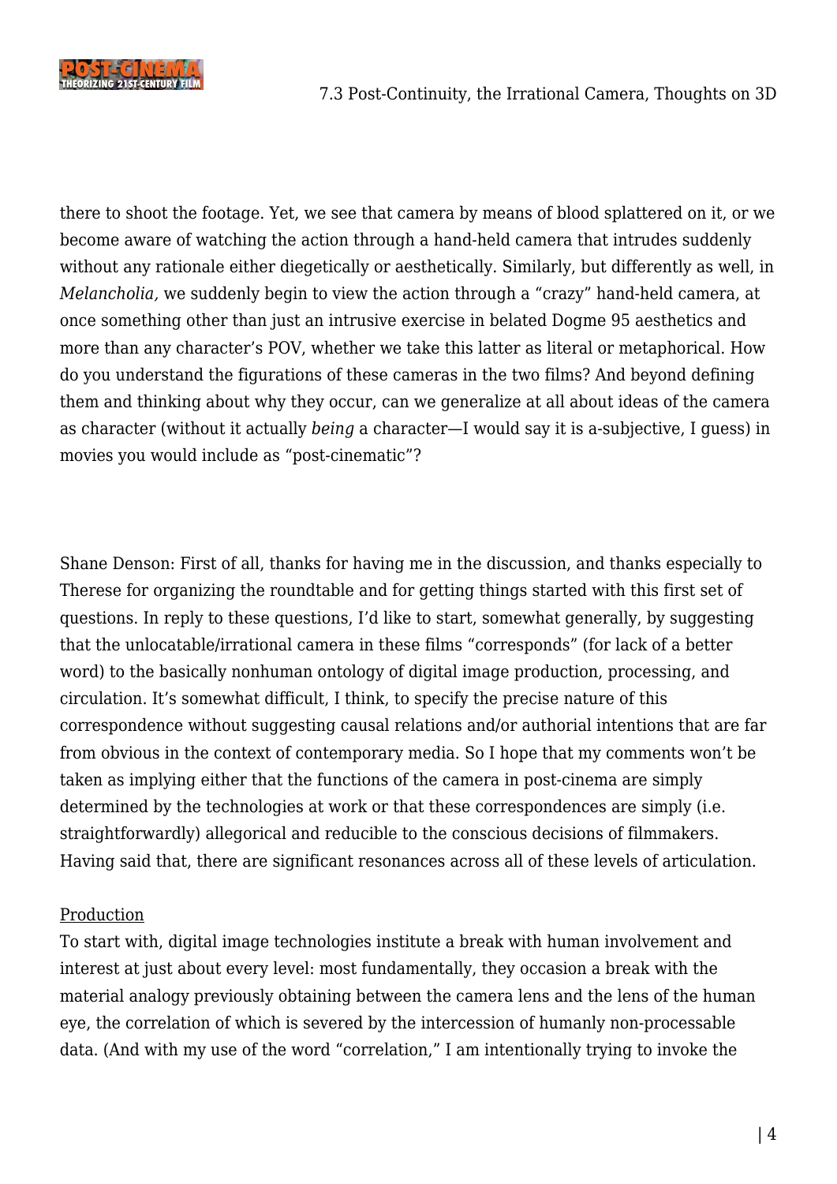there to shoot the footage. Yet, we see that camera by means of blood splattered on it, or we become aware of watching the action through a hand-held camera that intrudes suddenly without any rationale either diegetically or aesthetically. Similarly, but differently as well, in *Melancholia,* we suddenly begin to view the action through a "crazy" hand-held camera, at once something other than just an intrusive exercise in belated Dogme 95 aesthetics and more than any character's POV, whether we take this latter as literal or metaphorical. How do you understand the figurations of these cameras in the two films? And beyond defining them and thinking about why they occur, can we generalize at all about ideas of the camera as character (without it actually *being* a character—I would say it is a-subjective, I guess) in movies you would include as "post-cinematic"?

Shane Denson: First of all, thanks for having me in the discussion, and thanks especially to Therese for organizing the roundtable and for getting things started with this first set of questions. In reply to these questions, I'd like to start, somewhat generally, by suggesting that the unlocatable/irrational camera in these films "corresponds" (for lack of a better word) to the basically nonhuman ontology of digital image production, processing, and circulation. It's somewhat difficult, I think, to specify the precise nature of this correspondence without suggesting causal relations and/or authorial intentions that are far from obvious in the context of contemporary media. So I hope that my comments won't be taken as implying either that the functions of the camera in post-cinema are simply determined by the technologies at work or that these correspondences are simply (i.e. straightforwardly) allegorical and reducible to the conscious decisions of filmmakers. Having said that, there are significant resonances across all of these levels of articulation.

Production

To start with, digital image technologies institute a break with human involvement and interest at just about every level: most fundamentally, they occasion a break with the material analogy previously obtaining between the camera lens and the lens of the human eye, the correlation of which is severed by the intercession of humanly non-processable data. (And with my use of the word "correlation," I am intentionally trying to invoke the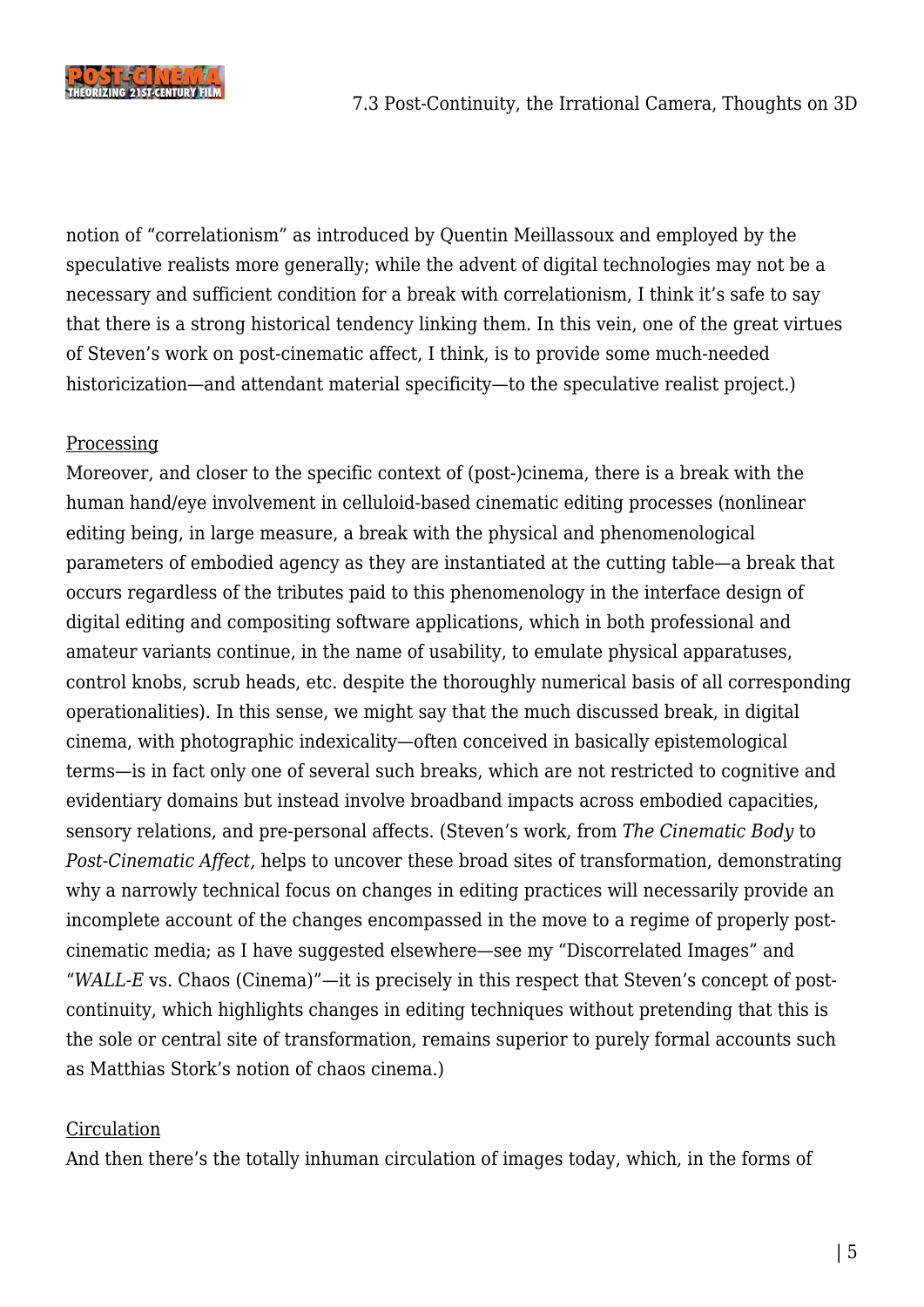notion of "correlationism" as introduced by Quentin Meillassoux and employed by the speculative realists more generally; while the advent of digital technologies may not be a necessary and sufficient condition for a break with correlationism, I think it's safe to say that there is a strong historical tendency linking them. In this vein, one of the great virtues of Steven's work on post-cinematic affect, I think, is to provide some much-needed historicization—and attendant material specificity—to the speculative realist project.)

<u>Processing</u>
Moreover, and closer to the specific context of (post-)cinema, there is a break with the human hand/eye involvement in celluloid-based cinematic editing processes (nonlinear editing being, in large measure, a break with the physical and phenomenological parameters of embodied agency as they are instantiated at the cutting table—a break that occurs regardless of the tributes paid to this phenomenology in the interface design of digital editing and compositing software applications, which in both professional and amateur variants continue, in the name of usability, to emulate physical apparatuses, control knobs, scrub heads, etc. despite the thoroughly numerical basis of all corresponding operationalities). In this sense, we might say that the much discussed break, in digital cinema, with photographic indexicality—often conceived in basically epistemological terms—is in fact only one of several such breaks, which are not restricted to cognitive and evidentiary domains but instead involve broadband impacts across embodied capacities, sensory relations, and pre-personal affects. (Steven's work, from *The Cinematic Body* to *Post-Cinematic Affect,* helps to uncover these broad sites of transformation, demonstrating why a narrowly technical focus on changes in editing practices will necessarily provide an incomplete account of the changes encompassed in the move to a regime of properly post-cinematic media; as I have suggested elsewhere—see my "Discorrelated Images" and "*WALL-E* vs. Chaos (Cinema)"—it is precisely in this respect that Steven's concept of post-continuity, which highlights changes in editing techniques without pretending that this is the sole or central site of transformation, remains superior to purely formal accounts such as Matthias Stork's notion of chaos cinema.)

<u>Circulation</u>
And then there's the totally inhuman circulation of images today, which, in the forms of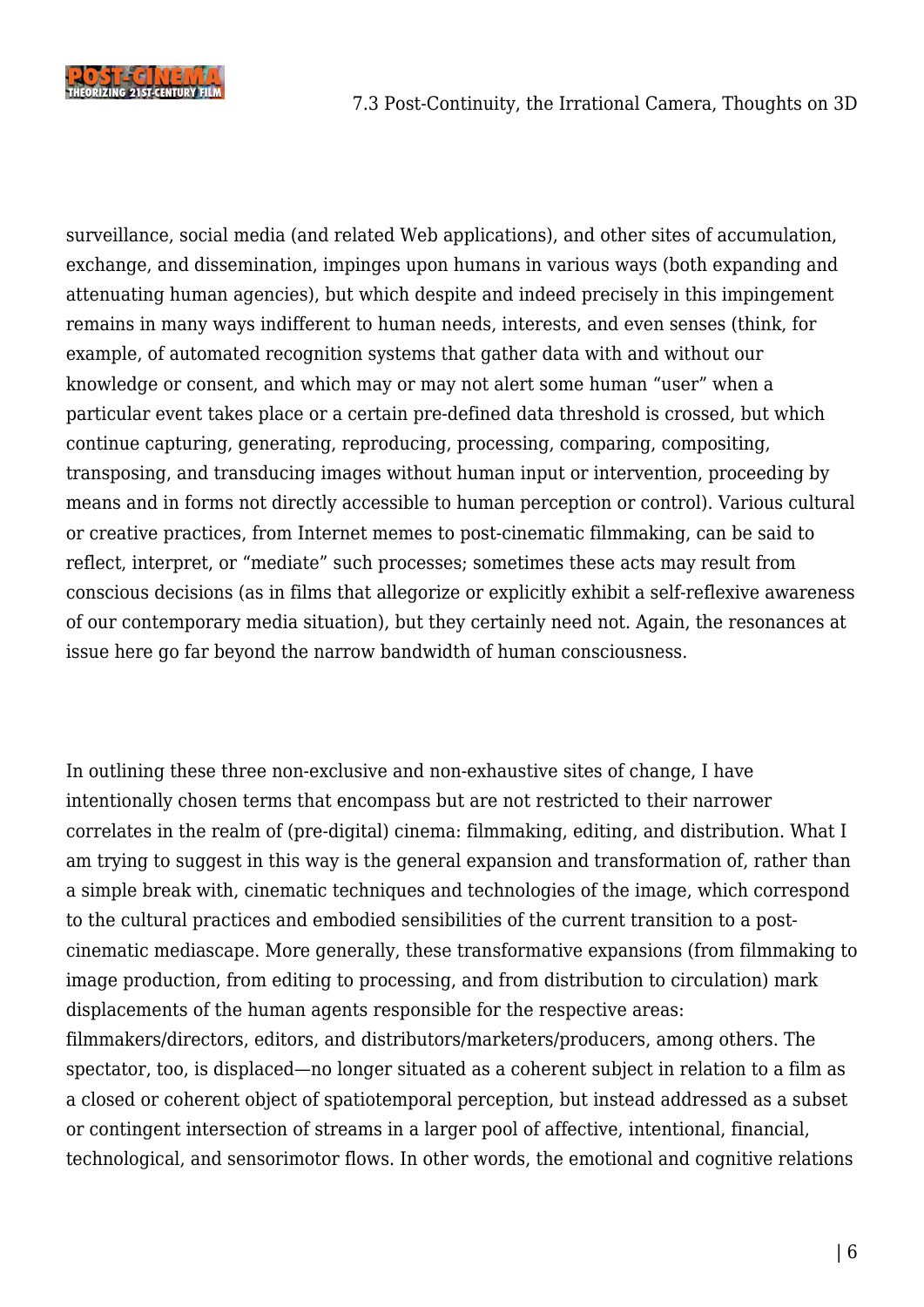surveillance, social media (and related Web applications), and other sites of accumulation, exchange, and dissemination, impinges upon humans in various ways (both expanding and attenuating human agencies), but which despite and indeed precisely in this impingement remains in many ways indifferent to human needs, interests, and even senses (think, for example, of automated recognition systems that gather data with and without our knowledge or consent, and which may or may not alert some human "user" when a particular event takes place or a certain pre-defined data threshold is crossed, but which continue capturing, generating, reproducing, processing, comparing, compositing, transposing, and transducing images without human input or intervention, proceeding by means and in forms not directly accessible to human perception or control). Various cultural or creative practices, from Internet memes to post-cinematic filmmaking, can be said to reflect, interpret, or "mediate" such processes; sometimes these acts may result from conscious decisions (as in films that allegorize or explicitly exhibit a self-reflexive awareness of our contemporary media situation), but they certainly need not. Again, the resonances at issue here go far beyond the narrow bandwidth of human consciousness.

In outlining these three non-exclusive and non-exhaustive sites of change, I have intentionally chosen terms that encompass but are not restricted to their narrower correlates in the realm of (pre-digital) cinema: filmmaking, editing, and distribution. What I am trying to suggest in this way is the general expansion and transformation of, rather than a simple break with, cinematic techniques and technologies of the image, which correspond to the cultural practices and embodied sensibilities of the current transition to a post-cinematic mediascape. More generally, these transformative expansions (from filmmaking to image production, from editing to processing, and from distribution to circulation) mark displacements of the human agents responsible for the respective areas: filmmakers/directors, editors, and distributors/marketers/producers, among others. The spectator, too, is displaced—no longer situated as a coherent subject in relation to a film as a closed or coherent object of spatiotemporal perception, but instead addressed as a subset or contingent intersection of streams in a larger pool of affective, intentional, financial, technological, and sensorimotor flows. In other words, the emotional and cognitive relations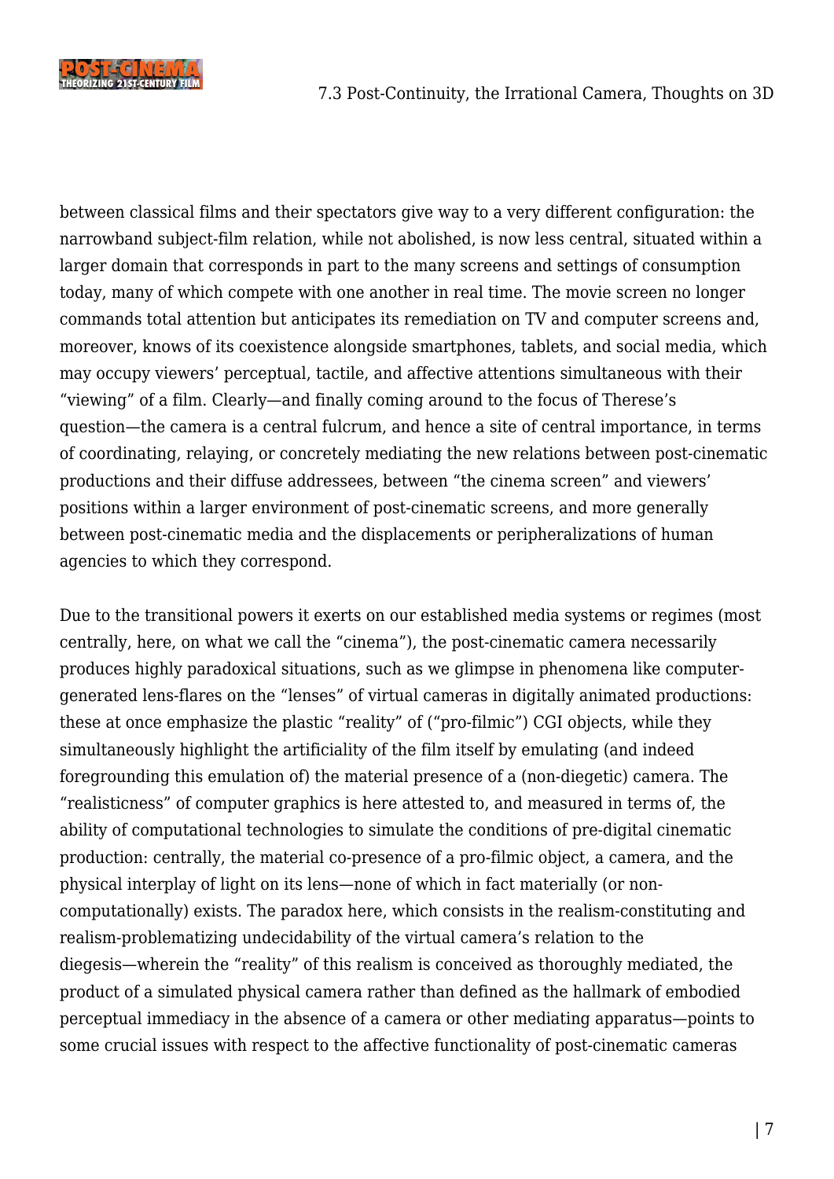between classical films and their spectators give way to a very different configuration: the narrowband subject-film relation, while not abolished, is now less central, situated within a larger domain that corresponds in part to the many screens and settings of consumption today, many of which compete with one another in real time. The movie screen no longer commands total attention but anticipates its remediation on TV and computer screens and, moreover, knows of its coexistence alongside smartphones, tablets, and social media, which may occupy viewers' perceptual, tactile, and affective attentions simultaneous with their "viewing" of a film. Clearly—and finally coming around to the focus of Therese's question—the camera is a central fulcrum, and hence a site of central importance, in terms of coordinating, relaying, or concretely mediating the new relations between post-cinematic productions and their diffuse addressees, between "the cinema screen" and viewers' positions within a larger environment of post-cinematic screens, and more generally between post-cinematic media and the displacements or peripheralizations of human agencies to which they correspond.

Due to the transitional powers it exerts on our established media systems or regimes (most centrally, here, on what we call the "cinema"), the post-cinematic camera necessarily produces highly paradoxical situations, such as we glimpse in phenomena like computer-generated lens-flares on the "lenses" of virtual cameras in digitally animated productions: these at once emphasize the plastic "reality" of ("pro-filmic") CGI objects, while they simultaneously highlight the artificiality of the film itself by emulating (and indeed foregrounding this emulation of) the material presence of a (non-diegetic) camera. The "realisticness" of computer graphics is here attested to, and measured in terms of, the ability of computational technologies to simulate the conditions of pre-digital cinematic production: centrally, the material co-presence of a pro-filmic object, a camera, and the physical interplay of light on its lens—none of which in fact materially (or non-computationally) exists. The paradox here, which consists in the realism-constituting and realism-problematizing undecidability of the virtual camera's relation to the diegesis—wherein the "reality" of this realism is conceived as thoroughly mediated, the product of a simulated physical camera rather than defined as the hallmark of embodied perceptual immediacy in the absence of a camera or other mediating apparatus—points to some crucial issues with respect to the affective functionality of post-cinematic cameras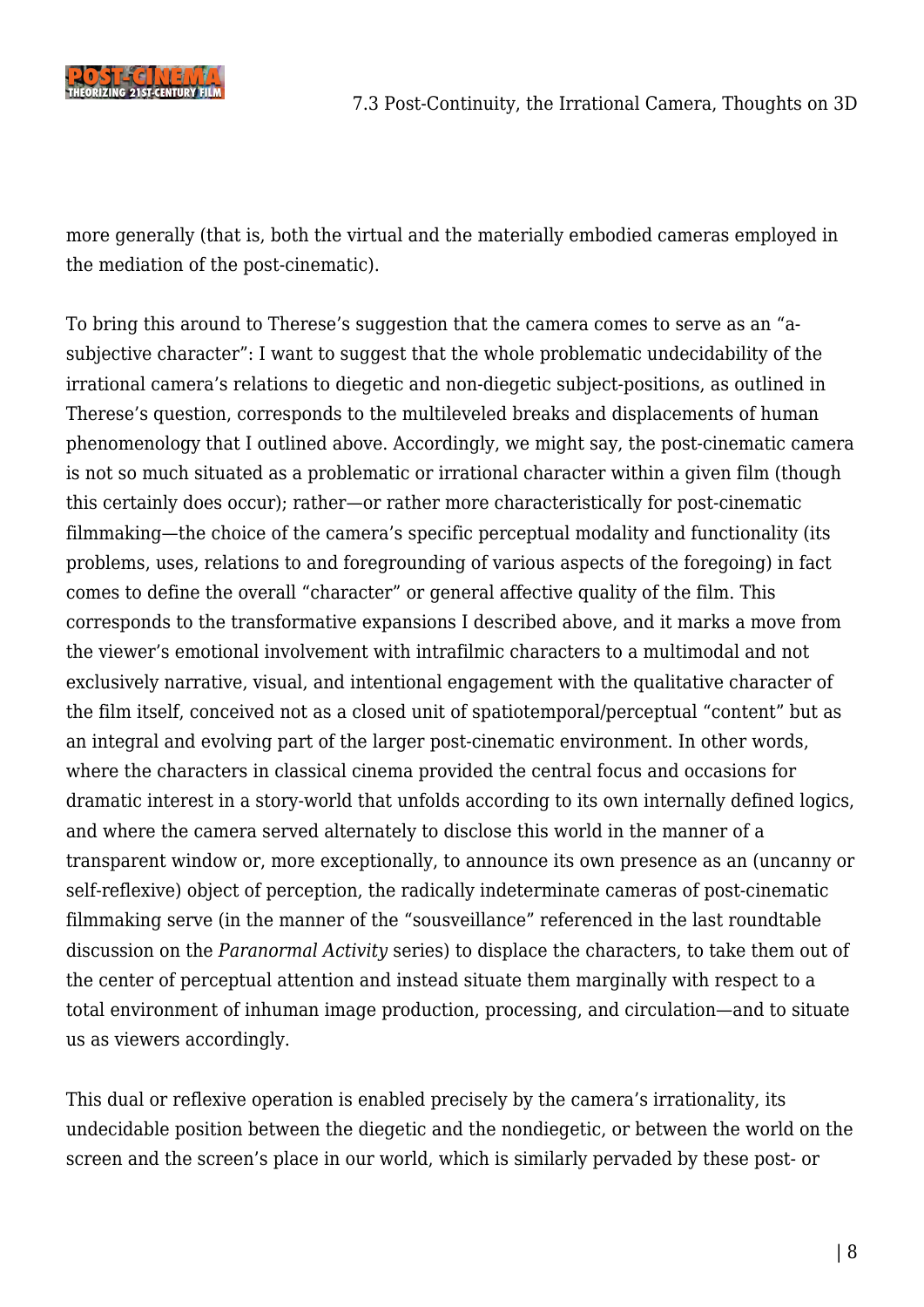more generally (that is, both the virtual and the materially embodied cameras employed in the mediation of the post-cinematic).

To bring this around to Therese's suggestion that the camera comes to serve as an "a-subjective character": I want to suggest that the whole problematic undecidability of the irrational camera's relations to diegetic and non-diegetic subject-positions, as outlined in Therese's question, corresponds to the multileveled breaks and displacements of human phenomenology that I outlined above. Accordingly, we might say, the post-cinematic camera is not so much situated as a problematic or irrational character within a given film (though this certainly does occur); rather—or rather more characteristically for post-cinematic filmmaking—the choice of the camera's specific perceptual modality and functionality (its problems, uses, relations to and foregrounding of various aspects of the foregoing) in fact comes to define the overall "character" or general affective quality of the film. This corresponds to the transformative expansions I described above, and it marks a move from the viewer's emotional involvement with intrafilmic characters to a multimodal and not exclusively narrative, visual, and intentional engagement with the qualitative character of the film itself, conceived not as a closed unit of spatiotemporal/perceptual "content" but as an integral and evolving part of the larger post-cinematic environment. In other words, where the characters in classical cinema provided the central focus and occasions for dramatic interest in a story-world that unfolds according to its own internally defined logics, and where the camera served alternately to disclose this world in the manner of a transparent window or, more exceptionally, to announce its own presence as an (uncanny or self-reflexive) object of perception, the radically indeterminate cameras of post-cinematic filmmaking serve (in the manner of the "sousveillance" referenced in the last roundtable discussion on the *Paranormal Activity* series) to displace the characters, to take them out of the center of perceptual attention and instead situate them marginally with respect to a total environment of inhuman image production, processing, and circulation—and to situate us as viewers accordingly.

This dual or reflexive operation is enabled precisely by the camera's irrationality, its undecidable position between the diegetic and the nondiegetic, or between the world on the screen and the screen's place in our world, which is similarly pervaded by these post- or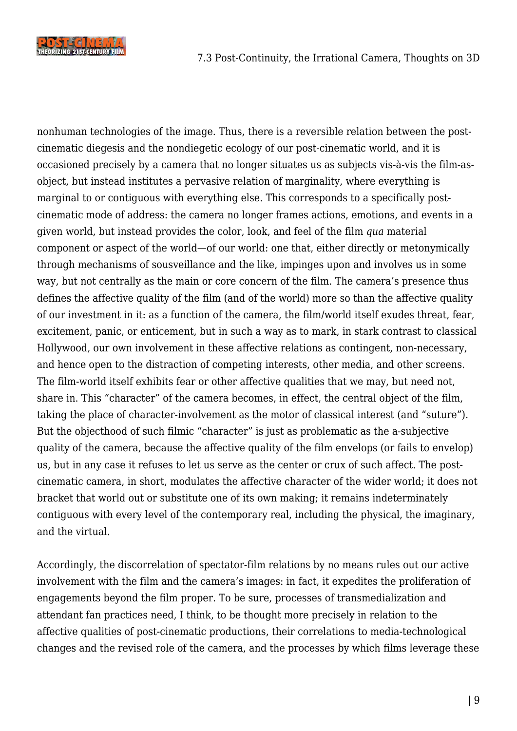nonhuman technologies of the image. Thus, there is a reversible relation between the post-cinematic diegesis and the nondiegetic ecology of our post-cinematic world, and it is occasioned precisely by a camera that no longer situates us as subjects vis-à-vis the film-as-object, but instead institutes a pervasive relation of marginality, where everything is marginal to or contiguous with everything else. This corresponds to a specifically post-cinematic mode of address: the camera no longer frames actions, emotions, and events in a given world, but instead provides the color, look, and feel of the film *qua* material component or aspect of the world—of our world: one that, either directly or metonymically through mechanisms of sousveillance and the like, impinges upon and involves us in some way, but not centrally as the main or core concern of the film. The camera's presence thus defines the affective quality of the film (and of the world) more so than the affective quality of our investment in it: as a function of the camera, the film/world itself exudes threat, fear, excitement, panic, or enticement, but in such a way as to mark, in stark contrast to classical Hollywood, our own involvement in these affective relations as contingent, non-necessary, and hence open to the distraction of competing interests, other media, and other screens. The film-world itself exhibits fear or other affective qualities that we may, but need not, share in. This "character" of the camera becomes, in effect, the central object of the film, taking the place of character-involvement as the motor of classical interest (and "suture"). But the objecthood of such filmic "character" is just as problematic as the a-subjective quality of the camera, because the affective quality of the film envelops (or fails to envelop) us, but in any case it refuses to let us serve as the center or crux of such affect. The post-cinematic camera, in short, modulates the affective character of the wider world; it does not bracket that world out or substitute one of its own making; it remains indeterminately contiguous with every level of the contemporary real, including the physical, the imaginary, and the virtual.

Accordingly, the discorrelation of spectator-film relations by no means rules out our active involvement with the film and the camera's images: in fact, it expedites the proliferation of engagements beyond the film proper. To be sure, processes of transmedialization and attendant fan practices need, I think, to be thought more precisely in relation to the affective qualities of post-cinematic productions, their correlations to media-technological changes and the revised role of the camera, and the processes by which films leverage these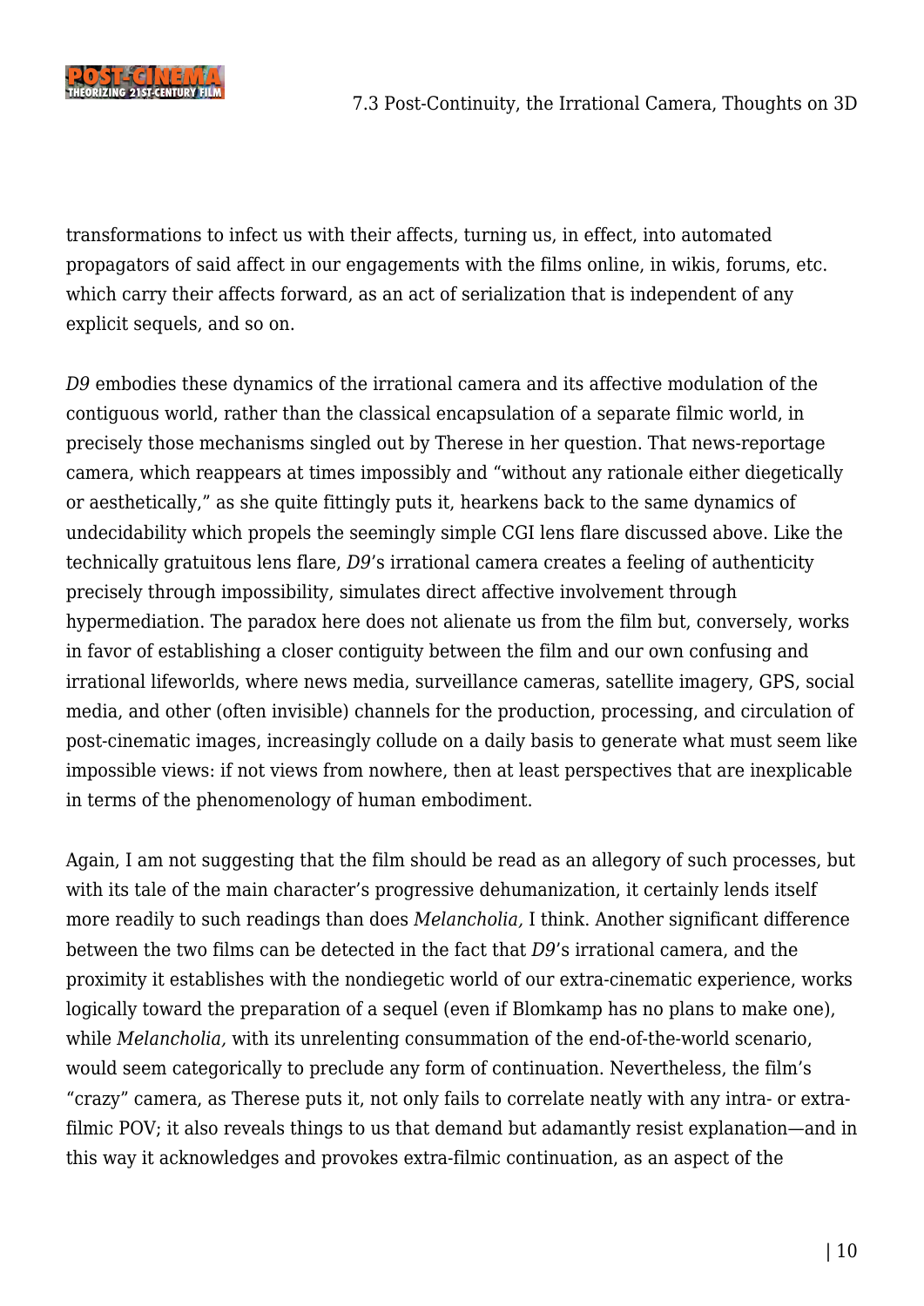transformations to infect us with their affects, turning us, in effect, into automated propagators of said affect in our engagements with the films online, in wikis, forums, etc. which carry their affects forward, as an act of serialization that is independent of any explicit sequels, and so on.

*D9* embodies these dynamics of the irrational camera and its affective modulation of the contiguous world, rather than the classical encapsulation of a separate filmic world, in precisely those mechanisms singled out by Therese in her question. That news-reportage camera, which reappears at times impossibly and “without any rationale either diegetically or aesthetically,” as she quite fittingly puts it, hearkens back to the same dynamics of undecidability which propels the seemingly simple CGI lens flare discussed above. Like the technically gratuitous lens flare, *D9*’s irrational camera creates a feeling of authenticity precisely through impossibility, simulates direct affective involvement through hypermediation. The paradox here does not alienate us from the film but, conversely, works in favor of establishing a closer contiguity between the film and our own confusing and irrational lifeworlds, where news media, surveillance cameras, satellite imagery, GPS, social media, and other (often invisible) channels for the production, processing, and circulation of post-cinematic images, increasingly collude on a daily basis to generate what must seem like impossible views: if not views from nowhere, then at least perspectives that are inexplicable in terms of the phenomenology of human embodiment.

Again, I am not suggesting that the film should be read as an allegory of such processes, but with its tale of the main character’s progressive dehumanization, it certainly lends itself more readily to such readings than does *Melancholia,* I think. Another significant difference between the two films can be detected in the fact that *D9*’s irrational camera, and the proximity it establishes with the nondiegetic world of our extra-cinematic experience, works logically toward the preparation of a sequel (even if Blomkamp has no plans to make one), while *Melancholia,* with its unrelenting consummation of the end-of-the-world scenario, would seem categorically to preclude any form of continuation. Nevertheless, the film’s “crazy” camera, as Therese puts it, not only fails to correlate neatly with any intra- or extra-filmic POV; it also reveals things to us that demand but adamantly resist explanation—and in this way it acknowledges and provokes extra-filmic continuation, as an aspect of the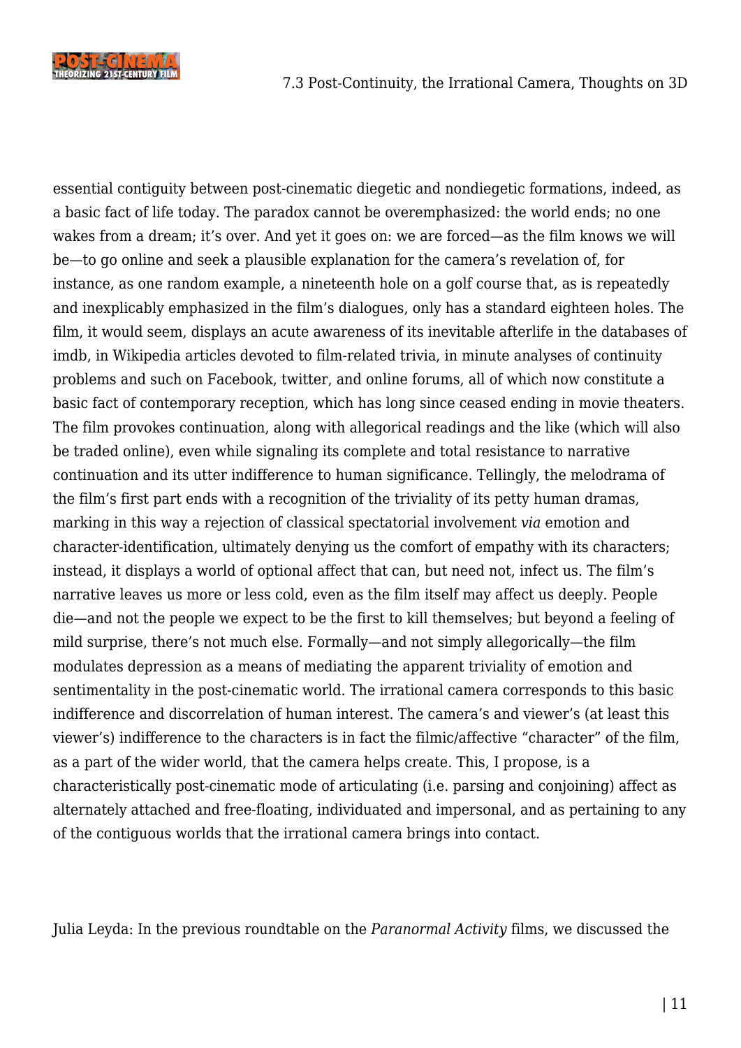essential contiguity between post-cinematic diegetic and nondiegetic formations, indeed, as a basic fact of life today. The paradox cannot be overemphasized: the world ends; no one wakes from a dream; it's over. And yet it goes on: we are forced—as the film knows we will be—to go online and seek a plausible explanation for the camera's revelation of, for instance, as one random example, a nineteenth hole on a golf course that, as is repeatedly and inexplicably emphasized in the film's dialogues, only has a standard eighteen holes. The film, it would seem, displays an acute awareness of its inevitable afterlife in the databases of imdb, in Wikipedia articles devoted to film-related trivia, in minute analyses of continuity problems and such on Facebook, twitter, and online forums, all of which now constitute a basic fact of contemporary reception, which has long since ceased ending in movie theaters. The film provokes continuation, along with allegorical readings and the like (which will also be traded online), even while signaling its complete and total resistance to narrative continuation and its utter indifference to human significance. Tellingly, the melodrama of the film's first part ends with a recognition of the triviality of its petty human dramas, marking in this way a rejection of classical spectatorial involvement *via* emotion and character-identification, ultimately denying us the comfort of empathy with its characters; instead, it displays a world of optional affect that can, but need not, infect us. The film's narrative leaves us more or less cold, even as the film itself may affect us deeply. People die—and not the people we expect to be the first to kill themselves; but beyond a feeling of mild surprise, there's not much else. Formally—and not simply allegorically—the film modulates depression as a means of mediating the apparent triviality of emotion and sentimentality in the post-cinematic world. The irrational camera corresponds to this basic indifference and discorrelation of human interest. The camera's and viewer's (at least this viewer's) indifference to the characters is in fact the filmic/affective "character" of the film, as a part of the wider world, that the camera helps create. This, I propose, is a characteristically post-cinematic mode of articulating (i.e. parsing and conjoining) affect as alternately attached and free-floating, individuated and impersonal, and as pertaining to any of the contiguous worlds that the irrational camera brings into contact.

Julia Leyda: In the previous roundtable on the *Paranormal Activity* films, we discussed the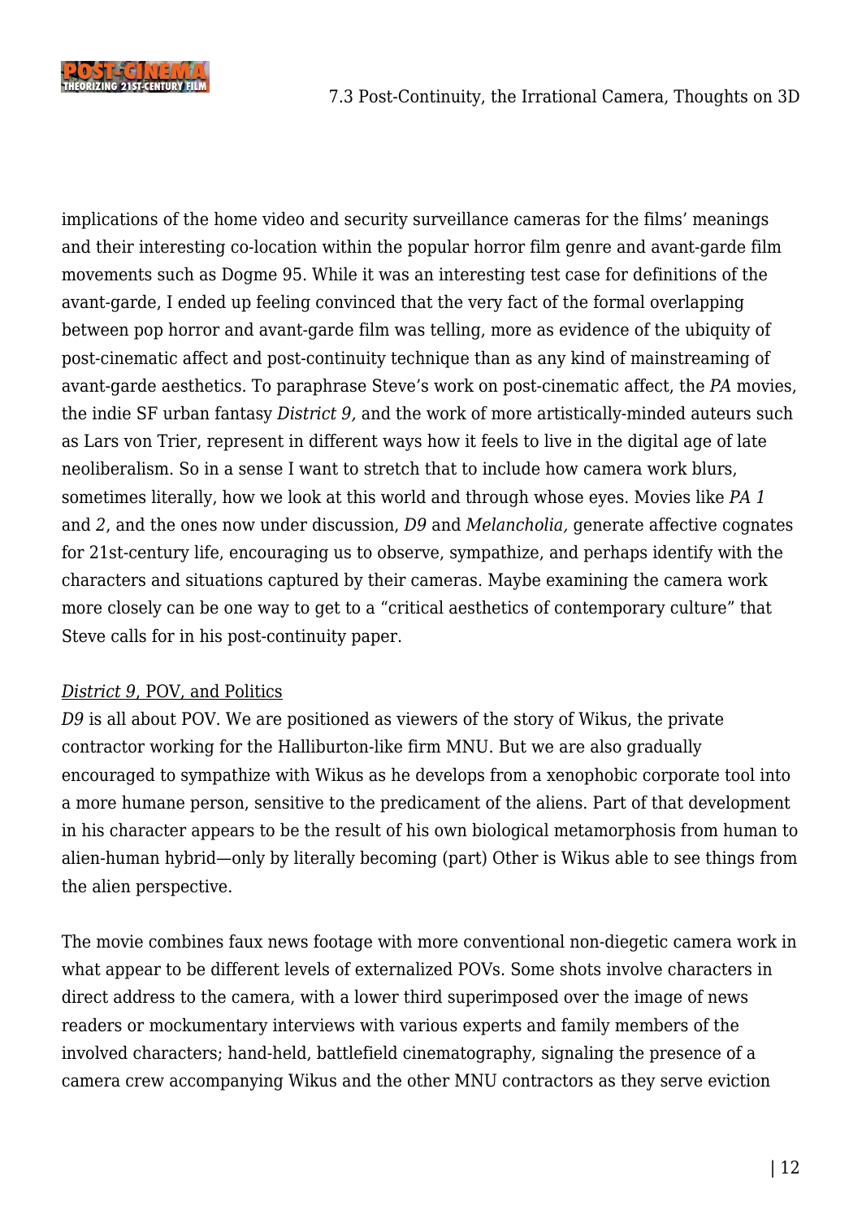implications of the home video and security surveillance cameras for the films' meanings and their interesting co-location within the popular horror film genre and avant-garde film movements such as Dogme 95. While it was an interesting test case for definitions of the avant-garde, I ended up feeling convinced that the very fact of the formal overlapping between pop horror and avant-garde film was telling, more as evidence of the ubiquity of post-cinematic affect and post-continuity technique than as any kind of mainstreaming of avant-garde aesthetics. To paraphrase Steve's work on post-cinematic affect, the *PA* movies, the indie SF urban fantasy *District 9,* and the work of more artistically-minded auteurs such as Lars von Trier, represent in different ways how it feels to live in the digital age of late neoliberalism. So in a sense I want to stretch that to include how camera work blurs, sometimes literally, how we look at this world and through whose eyes. Movies like *PA 1* and *2*, and the ones now under discussion, *D9* and *Melancholia,* generate affective cognates for 21st-century life, encouraging us to observe, sympathize, and perhaps identify with the characters and situations captured by their cameras. Maybe examining the camera work more closely can be one way to get to a "critical aesthetics of contemporary culture" that Steve calls for in his post-continuity paper.

### *District 9*, POV, and Politics

*D9* is all about POV. We are positioned as viewers of the story of Wikus, the private contractor working for the Halliburton-like firm MNU. But we are also gradually encouraged to sympathize with Wikus as he develops from a xenophobic corporate tool into a more humane person, sensitive to the predicament of the aliens. Part of that development in his character appears to be the result of his own biological metamorphosis from human to alien-human hybrid—only by literally becoming (part) Other is Wikus able to see things from the alien perspective.

The movie combines faux news footage with more conventional non-diegetic camera work in what appear to be different levels of externalized POVs. Some shots involve characters in direct address to the camera, with a lower third superimposed over the image of news readers or mockumentary interviews with various experts and family members of the involved characters; hand-held, battlefield cinematography, signaling the presence of a camera crew accompanying Wikus and the other MNU contractors as they serve eviction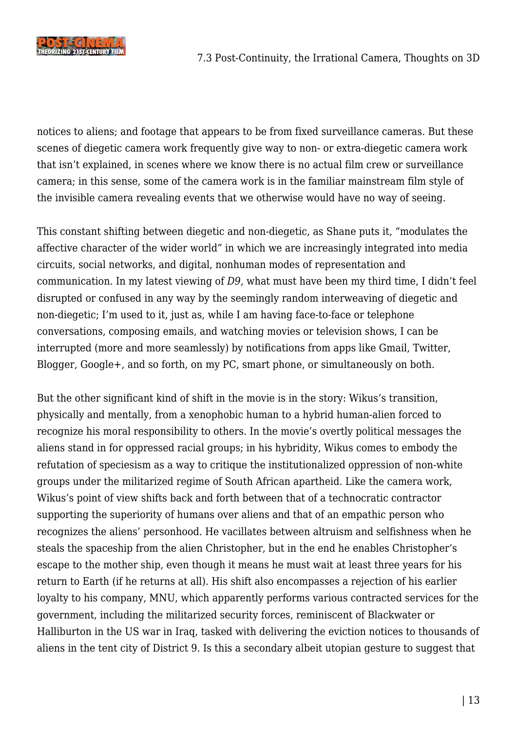notices to aliens; and footage that appears to be from fixed surveillance cameras. But these scenes of diegetic camera work frequently give way to non- or extra-diegetic camera work that isn't explained, in scenes where we know there is no actual film crew or surveillance camera; in this sense, some of the camera work is in the familiar mainstream film style of the invisible camera revealing events that we otherwise would have no way of seeing.

This constant shifting between diegetic and non-diegetic, as Shane puts it, "modulates the affective character of the wider world" in which we are increasingly integrated into media circuits, social networks, and digital, nonhuman modes of representation and communication. In my latest viewing of *D9,* what must have been my third time, I didn't feel disrupted or confused in any way by the seemingly random interweaving of diegetic and non-diegetic; I'm used to it, just as, while I am having face-to-face or telephone conversations, composing emails, and watching movies or television shows, I can be interrupted (more and more seamlessly) by notifications from apps like Gmail, Twitter, Blogger, Google+, and so forth, on my PC, smart phone, or simultaneously on both.

But the other significant kind of shift in the movie is in the story: Wikus's transition, physically and mentally, from a xenophobic human to a hybrid human-alien forced to recognize his moral responsibility to others. In the movie's overtly political messages the aliens stand in for oppressed racial groups; in his hybridity, Wikus comes to embody the refutation of speciesism as a way to critique the institutionalized oppression of non-white groups under the militarized regime of South African apartheid. Like the camera work, Wikus's point of view shifts back and forth between that of a technocratic contractor supporting the superiority of humans over aliens and that of an empathic person who recognizes the aliens' personhood. He vacillates between altruism and selfishness when he steals the spaceship from the alien Christopher, but in the end he enables Christopher's escape to the mother ship, even though it means he must wait at least three years for his return to Earth (if he returns at all). His shift also encompasses a rejection of his earlier loyalty to his company, MNU, which apparently performs various contracted services for the government, including the militarized security forces, reminiscent of Blackwater or Halliburton in the US war in Iraq, tasked with delivering the eviction notices to thousands of aliens in the tent city of District 9. Is this a secondary albeit utopian gesture to suggest that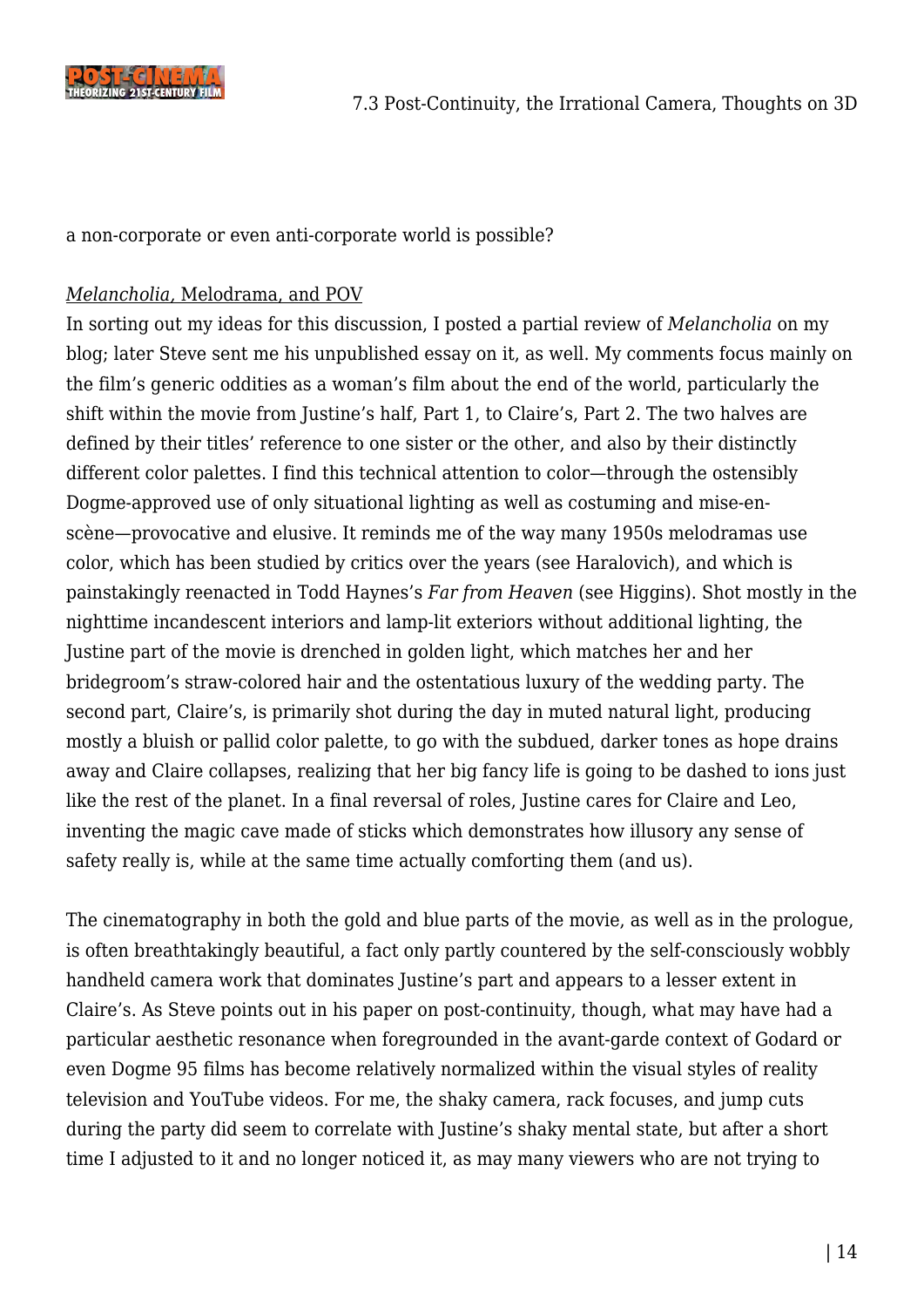a non-corporate or even anti-corporate world is possible?

*Melancholia*, Melodrama, and POV

In sorting out my ideas for this discussion, I posted a partial review of *Melancholia* on my blog; later Steve sent me his unpublished essay on it, as well. My comments focus mainly on the film's generic oddities as a woman's film about the end of the world, particularly the shift within the movie from Justine's half, Part 1, to Claire's, Part 2. The two halves are defined by their titles' reference to one sister or the other, and also by their distinctly different color palettes. I find this technical attention to color—through the ostensibly Dogme-approved use of only situational lighting as well as costuming and mise-en-scène—provocative and elusive. It reminds me of the way many 1950s melodramas use color, which has been studied by critics over the years (see Haralovich), and which is painstakingly reenacted in Todd Haynes's *Far from Heaven* (see Higgins). Shot mostly in the nighttime incandescent interiors and lamp-lit exteriors without additional lighting, the Justine part of the movie is drenched in golden light, which matches her and her bridegroom's straw-colored hair and the ostentatious luxury of the wedding party. The second part, Claire's, is primarily shot during the day in muted natural light, producing mostly a bluish or pallid color palette, to go with the subdued, darker tones as hope drains away and Claire collapses, realizing that her big fancy life is going to be dashed to ions just like the rest of the planet. In a final reversal of roles, Justine cares for Claire and Leo, inventing the magic cave made of sticks which demonstrates how illusory any sense of safety really is, while at the same time actually comforting them (and us).

The cinematography in both the gold and blue parts of the movie, as well as in the prologue, is often breathtakingly beautiful, a fact only partly countered by the self-consciously wobbly handheld camera work that dominates Justine's part and appears to a lesser extent in Claire's. As Steve points out in his paper on post-continuity, though, what may have had a particular aesthetic resonance when foregrounded in the avant-garde context of Godard or even Dogme 95 films has become relatively normalized within the visual styles of reality television and YouTube videos. For me, the shaky camera, rack focuses, and jump cuts during the party did seem to correlate with Justine's shaky mental state, but after a short time I adjusted to it and no longer noticed it, as may many viewers who are not trying to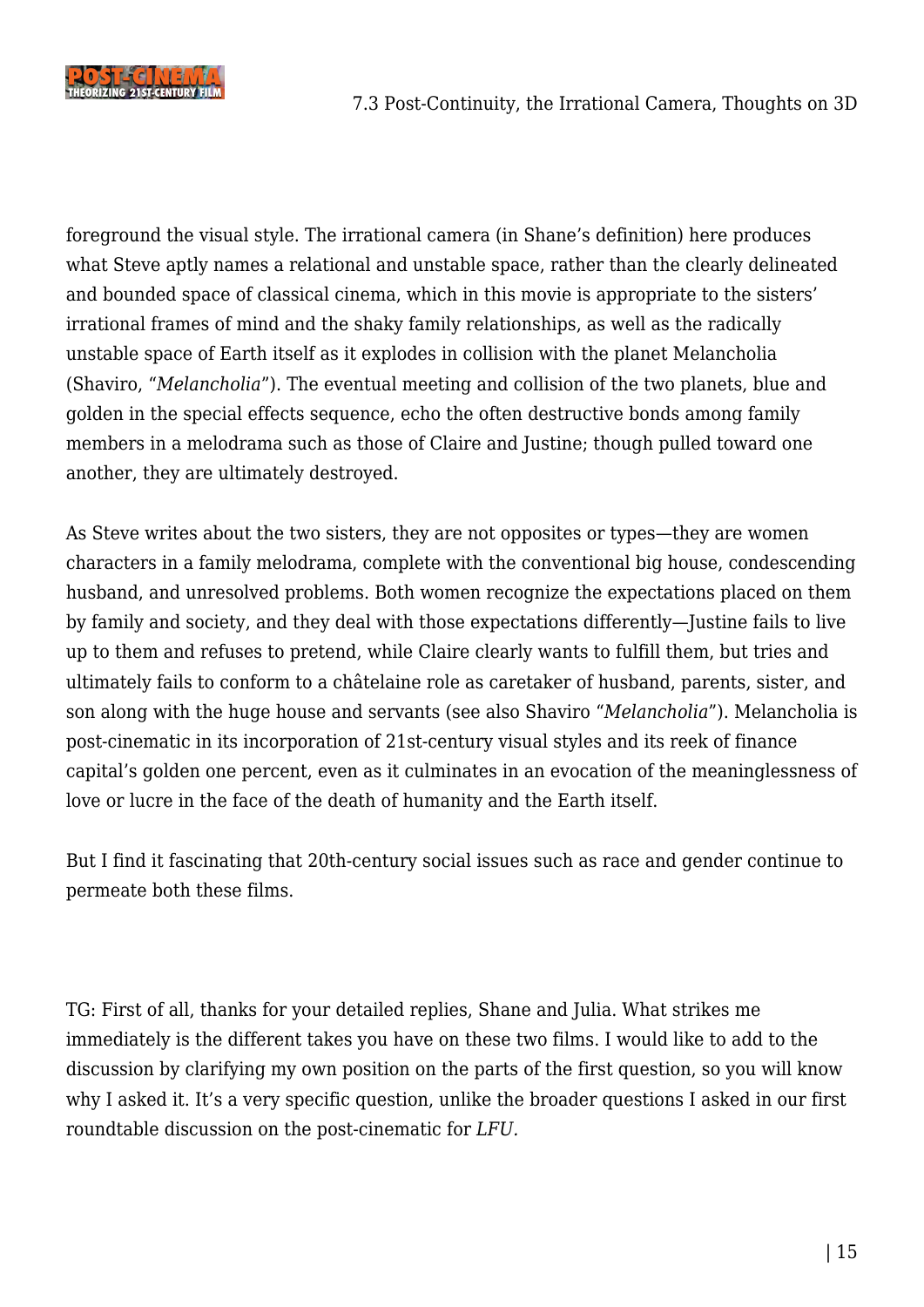foreground the visual style. The irrational camera (in Shane's definition) here produces what Steve aptly names a relational and unstable space, rather than the clearly delineated and bounded space of classical cinema, which in this movie is appropriate to the sisters' irrational frames of mind and the shaky family relationships, as well as the radically unstable space of Earth itself as it explodes in collision with the planet Melancholia (Shaviro, "*Melancholia*"). The eventual meeting and collision of the two planets, blue and golden in the special effects sequence, echo the often destructive bonds among family members in a melodrama such as those of Claire and Justine; though pulled toward one another, they are ultimately destroyed.

As Steve writes about the two sisters, they are not opposites or types—they are women characters in a family melodrama, complete with the conventional big house, condescending husband, and unresolved problems. Both women recognize the expectations placed on them by family and society, and they deal with those expectations differently—Justine fails to live up to them and refuses to pretend, while Claire clearly wants to fulfill them, but tries and ultimately fails to conform to a châtelaine role as caretaker of husband, parents, sister, and son along with the huge house and servants (see also Shaviro "*Melancholia*"). Melancholia is post-cinematic in its incorporation of 21st-century visual styles and its reek of finance capital's golden one percent, even as it culminates in an evocation of the meaninglessness of love or lucre in the face of the death of humanity and the Earth itself.

But I find it fascinating that 20th-century social issues such as race and gender continue to permeate both these films.

TG: First of all, thanks for your detailed replies, Shane and Julia. What strikes me immediately is the different takes you have on these two films. I would like to add to the discussion by clarifying my own position on the parts of the first question, so you will know why I asked it. It's a very specific question, unlike the broader questions I asked in our first roundtable discussion on the post-cinematic for *LFU.*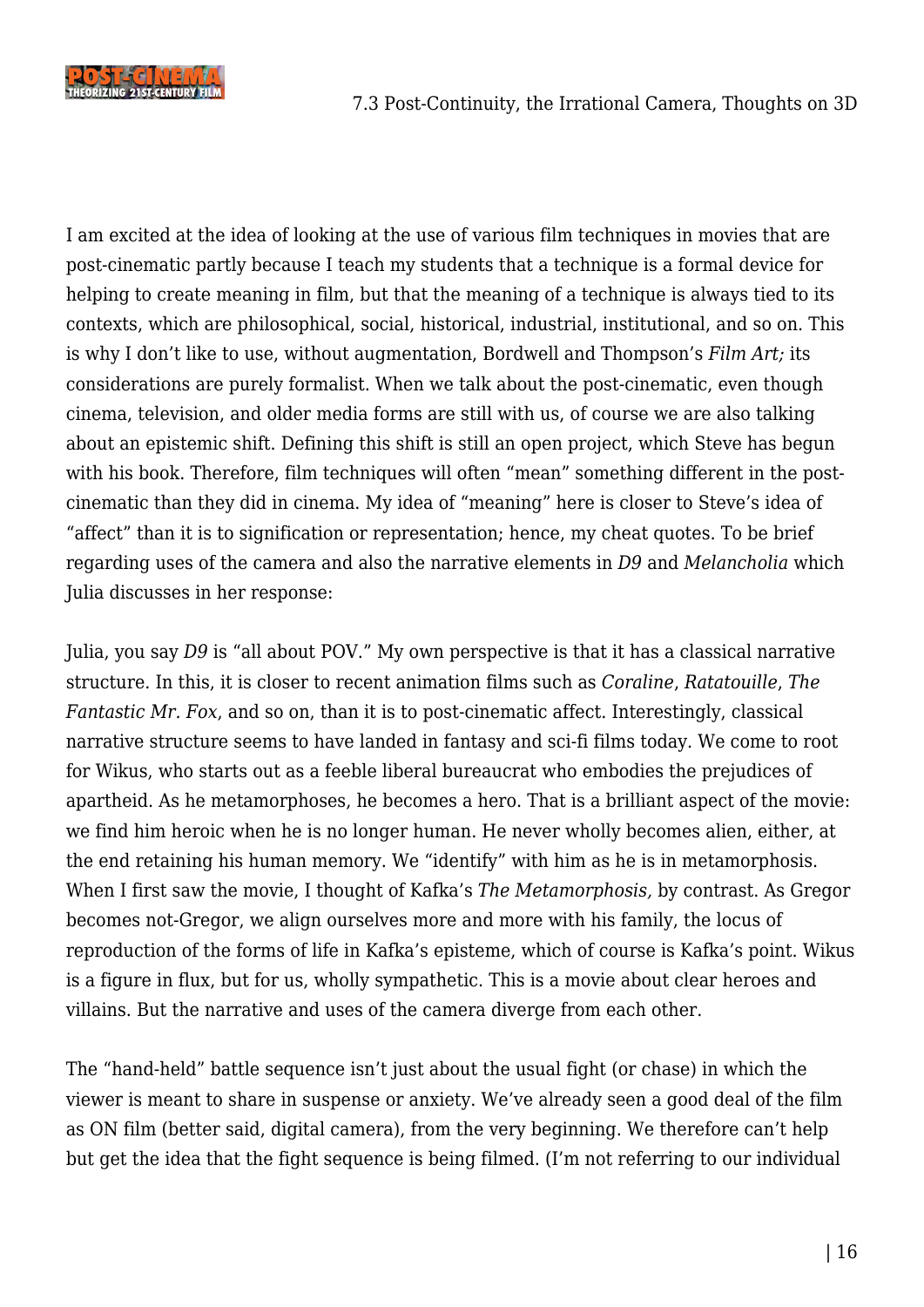I am excited at the idea of looking at the use of various film techniques in movies that are post-cinematic partly because I teach my students that a technique is a formal device for helping to create meaning in film, but that the meaning of a technique is always tied to its contexts, which are philosophical, social, historical, industrial, institutional, and so on. This is why I don't like to use, without augmentation, Bordwell and Thompson's *Film Art;* its considerations are purely formalist. When we talk about the post-cinematic, even though cinema, television, and older media forms are still with us, of course we are also talking about an epistemic shift. Defining this shift is still an open project, which Steve has begun with his book. Therefore, film techniques will often "mean" something different in the post-cinematic than they did in cinema. My idea of "meaning" here is closer to Steve's idea of "affect" than it is to signification or representation; hence, my cheat quotes. To be brief regarding uses of the camera and also the narrative elements in *D9* and *Melancholia* which Julia discusses in her response:

Julia, you say *D9* is "all about POV." My own perspective is that it has a classical narrative structure. In this, it is closer to recent animation films such as *Coraline*, *Ratatouille*, *The Fantastic Mr. Fox*, and so on, than it is to post-cinematic affect. Interestingly, classical narrative structure seems to have landed in fantasy and sci-fi films today. We come to root for Wikus, who starts out as a feeble liberal bureaucrat who embodies the prejudices of apartheid. As he metamorphoses, he becomes a hero. That is a brilliant aspect of the movie: we find him heroic when he is no longer human. He never wholly becomes alien, either, at the end retaining his human memory. We "identify" with him as he is in metamorphosis. When I first saw the movie, I thought of Kafka's *The Metamorphosis,* by contrast. As Gregor becomes not-Gregor, we align ourselves more and more with his family, the locus of reproduction of the forms of life in Kafka's episteme, which of course is Kafka's point. Wikus is a figure in flux, but for us, wholly sympathetic. This is a movie about clear heroes and villains. But the narrative and uses of the camera diverge from each other.

The "hand-held" battle sequence isn't just about the usual fight (or chase) in which the viewer is meant to share in suspense or anxiety. We've already seen a good deal of the film as ON film (better said, digital camera), from the very beginning. We therefore can't help but get the idea that the fight sequence is being filmed. (I'm not referring to our individual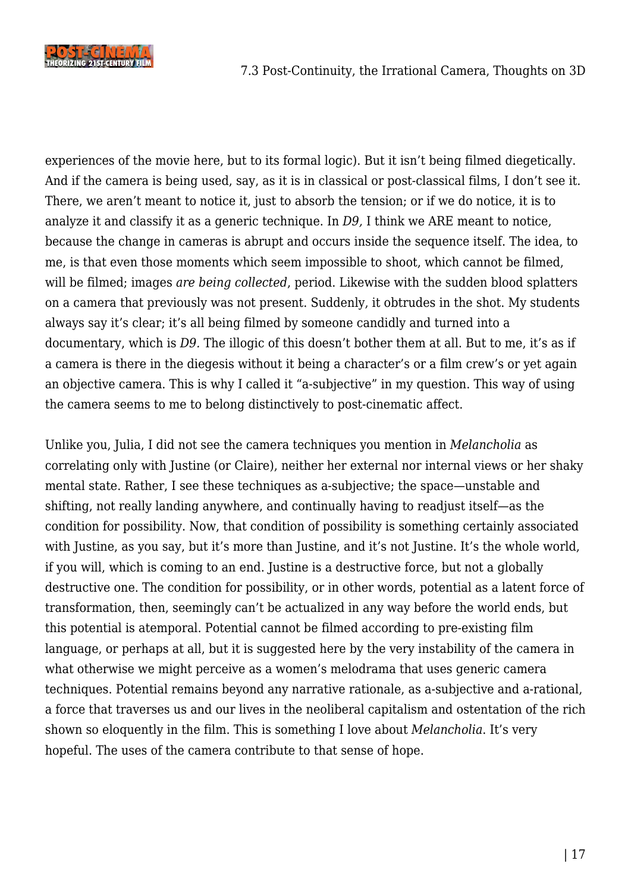experiences of the movie here, but to its formal logic). But it isn't being filmed diegetically. And if the camera is being used, say, as it is in classical or post-classical films, I don't see it. There, we aren't meant to notice it, just to absorb the tension; or if we do notice, it is to analyze it and classify it as a generic technique. In *D9,* I think we ARE meant to notice, because the change in cameras is abrupt and occurs inside the sequence itself. The idea, to me, is that even those moments which seem impossible to shoot, which cannot be filmed, will be filmed; images *are being collected*, period. Likewise with the sudden blood splatters on a camera that previously was not present. Suddenly, it obtrudes in the shot. My students always say it's clear; it's all being filmed by someone candidly and turned into a documentary, which is *D9*. The illogic of this doesn't bother them at all. But to me, it's as if a camera is there in the diegesis without it being a character's or a film crew's or yet again an objective camera. This is why I called it "a-subjective" in my question. This way of using the camera seems to me to belong distinctively to post-cinematic affect.

Unlike you, Julia, I did not see the camera techniques you mention in *Melancholia* as correlating only with Justine (or Claire), neither her external nor internal views or her shaky mental state. Rather, I see these techniques as a-subjective; the space—unstable and shifting, not really landing anywhere, and continually having to readjust itself—as the condition for possibility. Now, that condition of possibility is something certainly associated with Justine, as you say, but it's more than Justine, and it's not Justine. It's the whole world, if you will, which is coming to an end. Justine is a destructive force, but not a globally destructive one. The condition for possibility, or in other words, potential as a latent force of transformation, then, seemingly can't be actualized in any way before the world ends, but this potential is atemporal. Potential cannot be filmed according to pre-existing film language, or perhaps at all, but it is suggested here by the very instability of the camera in what otherwise we might perceive as a women's melodrama that uses generic camera techniques. Potential remains beyond any narrative rationale, as a-subjective and a-rational, a force that traverses us and our lives in the neoliberal capitalism and ostentation of the rich shown so eloquently in the film. This is something I love about *Melancholia*. It's very hopeful. The uses of the camera contribute to that sense of hope.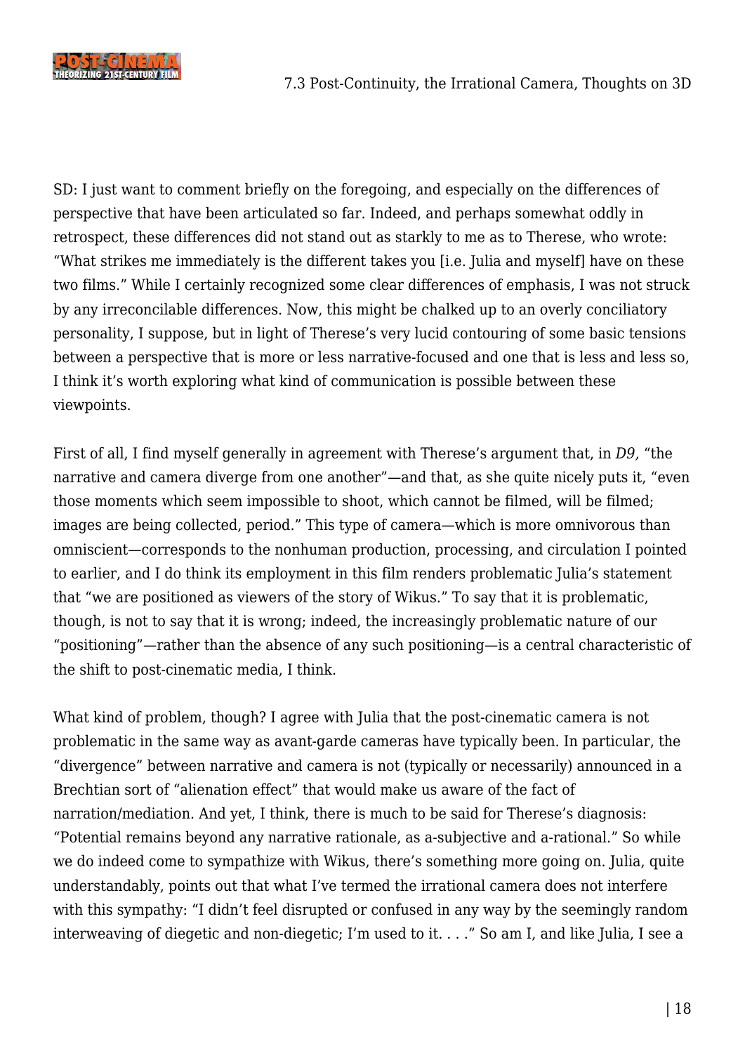SD: I just want to comment briefly on the foregoing, and especially on the differences of perspective that have been articulated so far. Indeed, and perhaps somewhat oddly in retrospect, these differences did not stand out as starkly to me as to Therese, who wrote: "What strikes me immediately is the different takes you [i.e. Julia and myself] have on these two films." While I certainly recognized some clear differences of emphasis, I was not struck by any irreconcilable differences. Now, this might be chalked up to an overly conciliatory personality, I suppose, but in light of Therese's very lucid contouring of some basic tensions between a perspective that is more or less narrative-focused and one that is less and less so, I think it's worth exploring what kind of communication is possible between these viewpoints.

First of all, I find myself generally in agreement with Therese's argument that, in *D9,* "the narrative and camera diverge from one another"—and that, as she quite nicely puts it, "even those moments which seem impossible to shoot, which cannot be filmed, will be filmed; images are being collected, period." This type of camera—which is more omnivorous than omniscient—corresponds to the nonhuman production, processing, and circulation I pointed to earlier, and I do think its employment in this film renders problematic Julia's statement that "we are positioned as viewers of the story of Wikus." To say that it is problematic, though, is not to say that it is wrong; indeed, the increasingly problematic nature of our "positioning"—rather than the absence of any such positioning—is a central characteristic of the shift to post-cinematic media, I think.

What kind of problem, though? I agree with Julia that the post-cinematic camera is not problematic in the same way as avant-garde cameras have typically been. In particular, the "divergence" between narrative and camera is not (typically or necessarily) announced in a Brechtian sort of "alienation effect" that would make us aware of the fact of narration/mediation. And yet, I think, there is much to be said for Therese's diagnosis: "Potential remains beyond any narrative rationale, as a-subjective and a-rational." So while we do indeed come to sympathize with Wikus, there's something more going on. Julia, quite understandably, points out that what I've termed the irrational camera does not interfere with this sympathy: "I didn't feel disrupted or confused in any way by the seemingly random interweaving of diegetic and non-diegetic; I'm used to it. . . ." So am I, and like Julia, I see a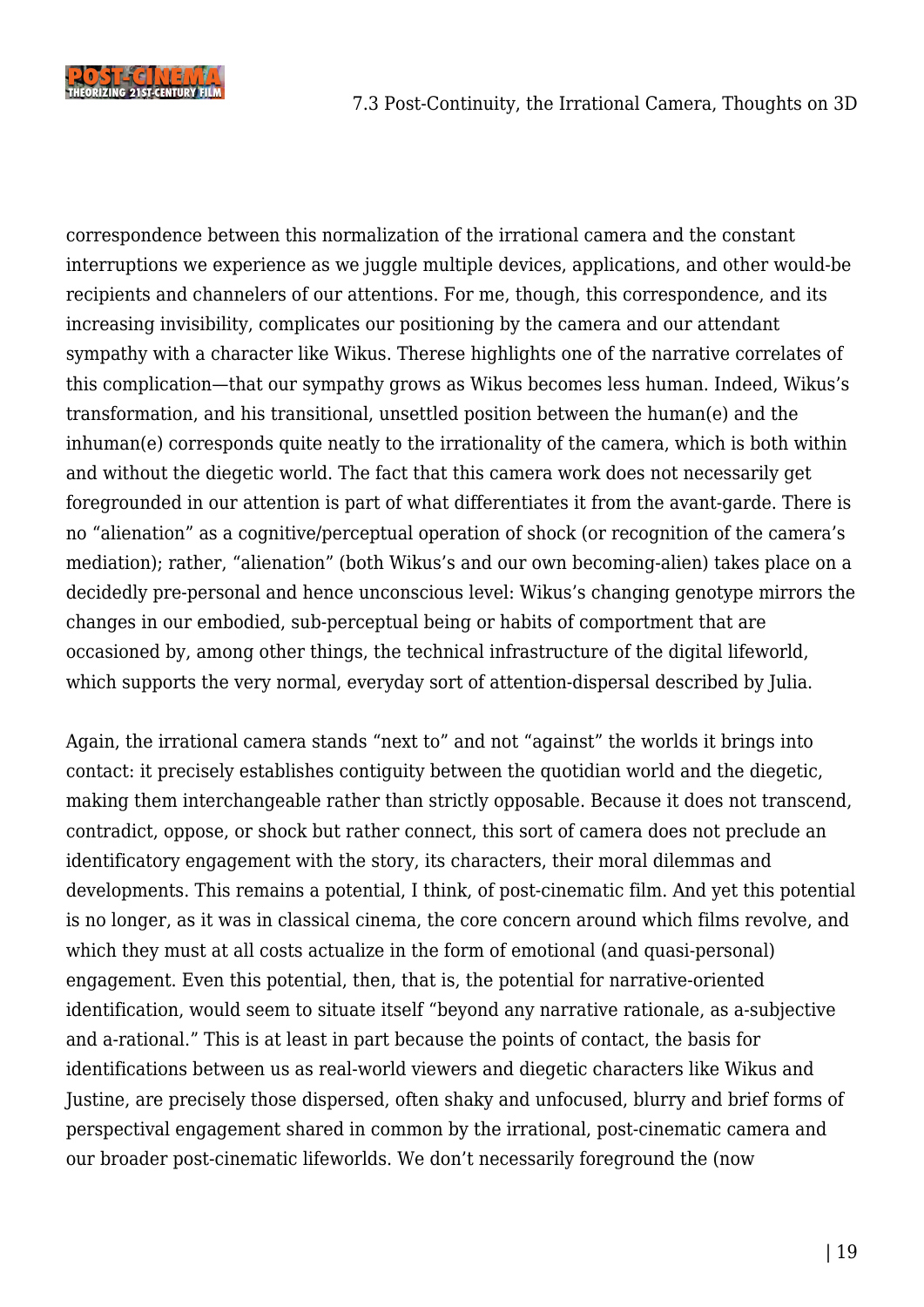correspondence between this normalization of the irrational camera and the constant interruptions we experience as we juggle multiple devices, applications, and other would-be recipients and channelers of our attentions. For me, though, this correspondence, and its increasing invisibility, complicates our positioning by the camera and our attendant sympathy with a character like Wikus. Therese highlights one of the narrative correlates of this complication—that our sympathy grows as Wikus becomes less human. Indeed, Wikus's transformation, and his transitional, unsettled position between the human(e) and the inhuman(e) corresponds quite neatly to the irrationality of the camera, which is both within and without the diegetic world. The fact that this camera work does not necessarily get foregrounded in our attention is part of what differentiates it from the avant-garde. There is no "alienation" as a cognitive/perceptual operation of shock (or recognition of the camera's mediation); rather, "alienation" (both Wikus's and our own becoming-alien) takes place on a decidedly pre-personal and hence unconscious level: Wikus's changing genotype mirrors the changes in our embodied, sub-perceptual being or habits of comportment that are occasioned by, among other things, the technical infrastructure of the digital lifeworld, which supports the very normal, everyday sort of attention-dispersal described by Julia.

Again, the irrational camera stands "next to" and not "against" the worlds it brings into contact: it precisely establishes contiguity between the quotidian world and the diegetic, making them interchangeable rather than strictly opposable. Because it does not transcend, contradict, oppose, or shock but rather connect, this sort of camera does not preclude an identificatory engagement with the story, its characters, their moral dilemmas and developments. This remains a potential, I think, of post-cinematic film. And yet this potential is no longer, as it was in classical cinema, the core concern around which films revolve, and which they must at all costs actualize in the form of emotional (and quasi-personal) engagement. Even this potential, then, that is, the potential for narrative-oriented identification, would seem to situate itself "beyond any narrative rationale, as a-subjective and a-rational." This is at least in part because the points of contact, the basis for identifications between us as real-world viewers and diegetic characters like Wikus and Justine, are precisely those dispersed, often shaky and unfocused, blurry and brief forms of perspectival engagement shared in common by the irrational, post-cinematic camera and our broader post-cinematic lifeworlds. We don't necessarily foreground the (now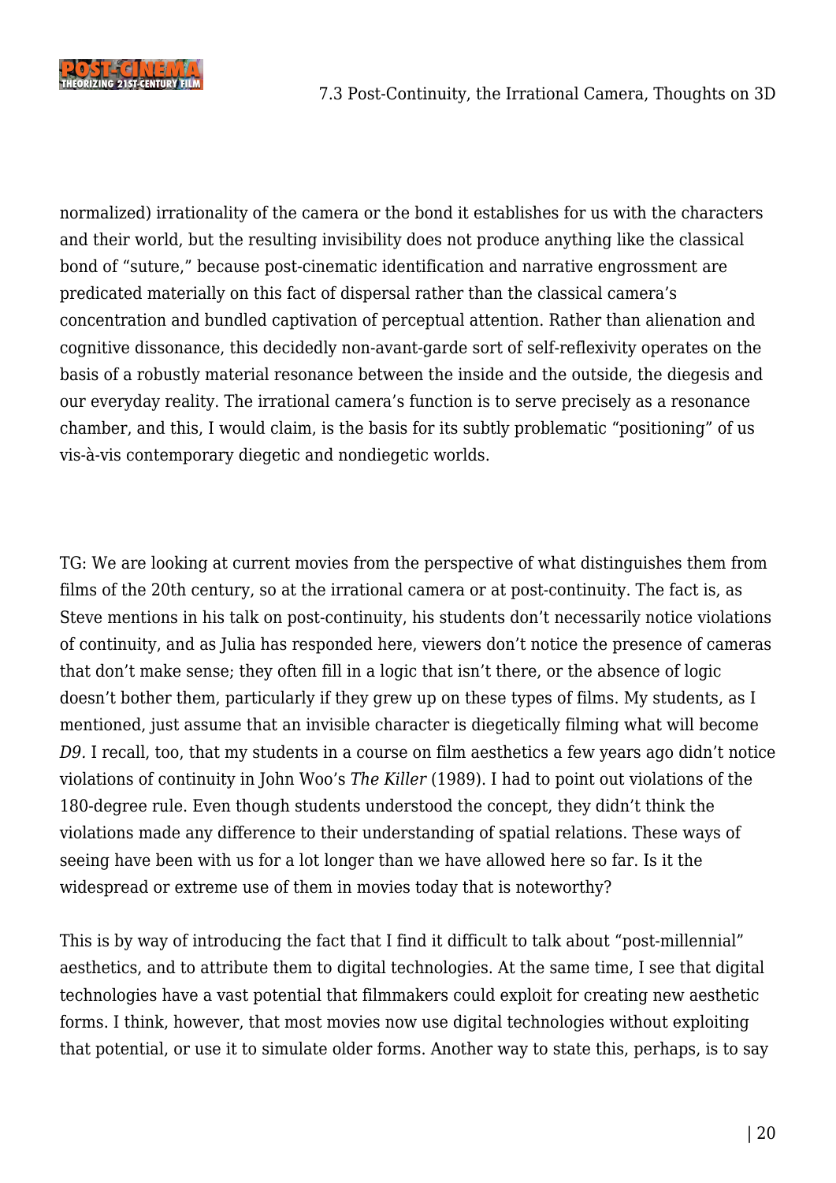normalized) irrationality of the camera or the bond it establishes for us with the characters and their world, but the resulting invisibility does not produce anything like the classical bond of "suture," because post-cinematic identification and narrative engrossment are predicated materially on this fact of dispersal rather than the classical camera's concentration and bundled captivation of perceptual attention. Rather than alienation and cognitive dissonance, this decidedly non-avant-garde sort of self-reflexivity operates on the basis of a robustly material resonance between the inside and the outside, the diegesis and our everyday reality. The irrational camera's function is to serve precisely as a resonance chamber, and this, I would claim, is the basis for its subtly problematic "positioning" of us vis-à-vis contemporary diegetic and nondiegetic worlds.

TG: We are looking at current movies from the perspective of what distinguishes them from films of the 20th century, so at the irrational camera or at post-continuity. The fact is, as Steve mentions in his talk on post-continuity, his students don't necessarily notice violations of continuity, and as Julia has responded here, viewers don't notice the presence of cameras that don't make sense; they often fill in a logic that isn't there, or the absence of logic doesn't bother them, particularly if they grew up on these types of films. My students, as I mentioned, just assume that an invisible character is diegetically filming what will become *D9*. I recall, too, that my students in a course on film aesthetics a few years ago didn't notice violations of continuity in John Woo's *The Killer* (1989). I had to point out violations of the 180-degree rule. Even though students understood the concept, they didn't think the violations made any difference to their understanding of spatial relations. These ways of seeing have been with us for a lot longer than we have allowed here so far. Is it the widespread or extreme use of them in movies today that is noteworthy?

This is by way of introducing the fact that I find it difficult to talk about "post-millennial" aesthetics, and to attribute them to digital technologies. At the same time, I see that digital technologies have a vast potential that filmmakers could exploit for creating new aesthetic forms. I think, however, that most movies now use digital technologies without exploiting that potential, or use it to simulate older forms. Another way to state this, perhaps, is to say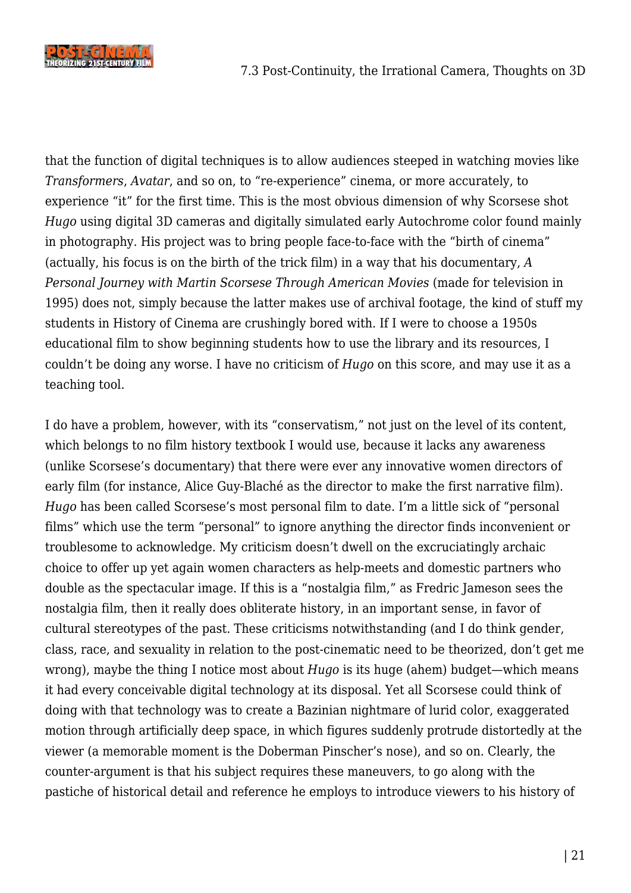that the function of digital techniques is to allow audiences steeped in watching movies like *Transformers*, *Avatar*, and so on, to "re-experience" cinema, or more accurately, to experience "it" for the first time. This is the most obvious dimension of why Scorsese shot *Hugo* using digital 3D cameras and digitally simulated early Autochrome color found mainly in photography. His project was to bring people face-to-face with the "birth of cinema" (actually, his focus is on the birth of the trick film) in a way that his documentary, *A Personal Journey with Martin Scorsese Through American Movies* (made for television in 1995) does not, simply because the latter makes use of archival footage, the kind of stuff my students in History of Cinema are crushingly bored with. If I were to choose a 1950s educational film to show beginning students how to use the library and its resources, I couldn't be doing any worse. I have no criticism of *Hugo* on this score, and may use it as a teaching tool.

I do have a problem, however, with its "conservatism," not just on the level of its content, which belongs to no film history textbook I would use, because it lacks any awareness (unlike Scorsese's documentary) that there were ever any innovative women directors of early film (for instance, Alice Guy-Blaché as the director to make the first narrative film). *Hugo* has been called Scorsese's most personal film to date. I'm a little sick of "personal films" which use the term "personal" to ignore anything the director finds inconvenient or troublesome to acknowledge. My criticism doesn't dwell on the excruciatingly archaic choice to offer up yet again women characters as help-meets and domestic partners who double as the spectacular image. If this is a "nostalgia film," as Fredric Jameson sees the nostalgia film, then it really does obliterate history, in an important sense, in favor of cultural stereotypes of the past. These criticisms notwithstanding (and I do think gender, class, race, and sexuality in relation to the post-cinematic need to be theorized, don't get me wrong), maybe the thing I notice most about *Hugo* is its huge (ahem) budget—which means it had every conceivable digital technology at its disposal. Yet all Scorsese could think of doing with that technology was to create a Bazinian nightmare of lurid color, exaggerated motion through artificially deep space, in which figures suddenly protrude distortedly at the viewer (a memorable moment is the Doberman Pinscher's nose), and so on. Clearly, the counter-argument is that his subject requires these maneuvers, to go along with the pastiche of historical detail and reference he employs to introduce viewers to his history of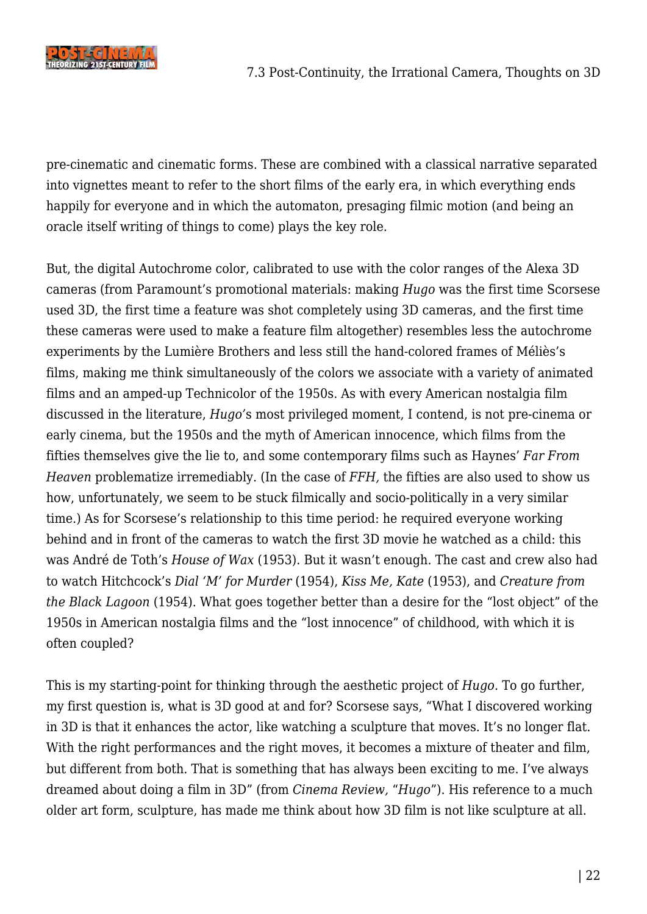pre-cinematic and cinematic forms. These are combined with a classical narrative separated into vignettes meant to refer to the short films of the early era, in which everything ends happily for everyone and in which the automaton, presaging filmic motion (and being an oracle itself writing of things to come) plays the key role.

But, the digital Autochrome color, calibrated to use with the color ranges of the Alexa 3D cameras (from Paramount's promotional materials: making *Hugo* was the first time Scorsese used 3D, the first time a feature was shot completely using 3D cameras, and the first time these cameras were used to make a feature film altogether) resembles less the autochrome experiments by the Lumière Brothers and less still the hand-colored frames of Méliès's films, making me think simultaneously of the colors we associate with a variety of animated films and an amped-up Technicolor of the 1950s. As with every American nostalgia film discussed in the literature, *Hugo*'s most privileged moment, I contend, is not pre-cinema or early cinema, but the 1950s and the myth of American innocence, which films from the fifties themselves give the lie to, and some contemporary films such as Haynes' *Far From Heaven* problematize irremediably. (In the case of *FFH,* the fifties are also used to show us how, unfortunately, we seem to be stuck filmically and socio-politically in a very similar time.) As for Scorsese's relationship to this time period: he required everyone working behind and in front of the cameras to watch the first 3D movie he watched as a child: this was André de Toth's *House of Wax* (1953). But it wasn't enough. The cast and crew also had to watch Hitchcock's *Dial 'M' for Murder* (1954), *Kiss Me, Kate* (1953), and *Creature from the Black Lagoon* (1954). What goes together better than a desire for the "lost object" of the 1950s in American nostalgia films and the "lost innocence" of childhood, with which it is often coupled?

This is my starting-point for thinking through the aesthetic project of *Hugo.* To go further, my first question is, what is 3D good at and for? Scorsese says, "What I discovered working in 3D is that it enhances the actor, like watching a sculpture that moves. It's no longer flat. With the right performances and the right moves, it becomes a mixture of theater and film, but different from both. That is something that has always been exciting to me. I've always dreamed about doing a film in 3D" (from *Cinema Review,* "*Hugo*"). His reference to a much older art form, sculpture, has made me think about how 3D film is not like sculpture at all.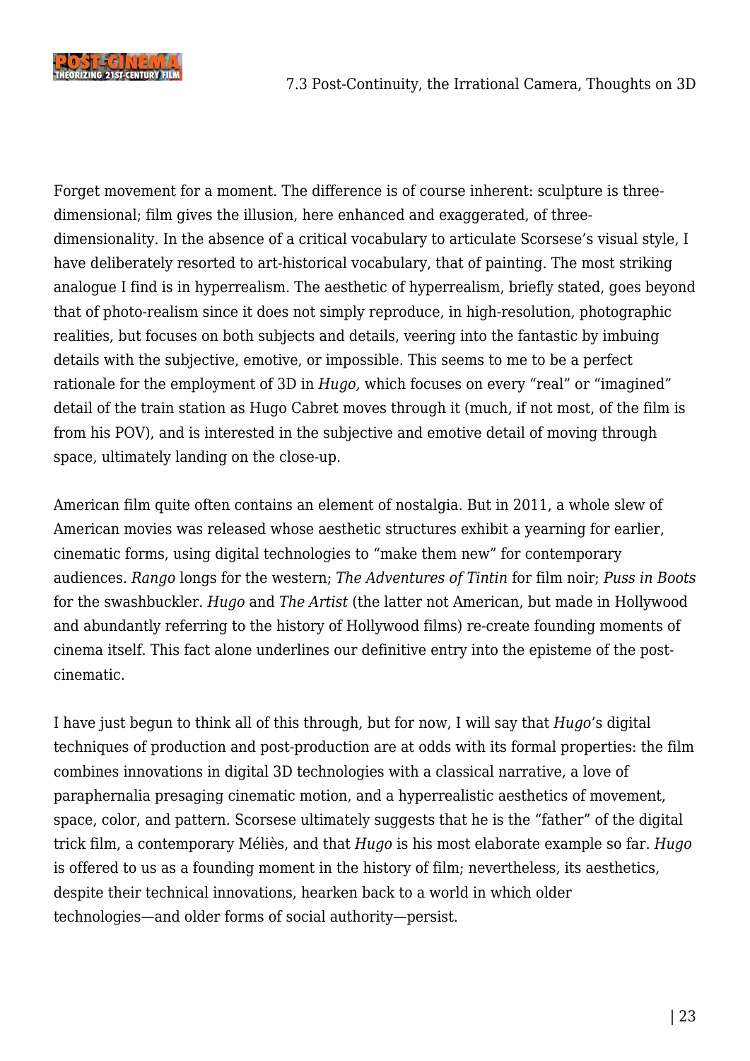Forget movement for a moment. The difference is of course inherent: sculpture is three-dimensional; film gives the illusion, here enhanced and exaggerated, of three-dimensionality. In the absence of a critical vocabulary to articulate Scorsese's visual style, I have deliberately resorted to art-historical vocabulary, that of painting. The most striking analogue I find is in hyperrealism. The aesthetic of hyperrealism, briefly stated, goes beyond that of photo-realism since it does not simply reproduce, in high-resolution, photographic realities, but focuses on both subjects and details, veering into the fantastic by imbuing details with the subjective, emotive, or impossible. This seems to me to be a perfect rationale for the employment of 3D in *Hugo,* which focuses on every "real" or "imagined" detail of the train station as Hugo Cabret moves through it (much, if not most, of the film is from his POV), and is interested in the subjective and emotive detail of moving through space, ultimately landing on the close-up.

American film quite often contains an element of nostalgia. But in 2011, a whole slew of American movies was released whose aesthetic structures exhibit a yearning for earlier, cinematic forms, using digital technologies to "make them new" for contemporary audiences. *Rango* longs for the western; *The Adventures of Tintin* for film noir; *Puss in Boots* for the swashbuckler. *Hugo* and *The Artist* (the latter not American, but made in Hollywood and abundantly referring to the history of Hollywood films) re-create founding moments of cinema itself. This fact alone underlines our definitive entry into the episteme of the post-cinematic.

I have just begun to think all of this through, but for now, I will say that *Hugo*'s digital techniques of production and post-production are at odds with its formal properties: the film combines innovations in digital 3D technologies with a classical narrative, a love of paraphernalia presaging cinematic motion, and a hyperrealistic aesthetics of movement, space, color, and pattern. Scorsese ultimately suggests that he is the "father" of the digital trick film, a contemporary Méliès, and that *Hugo* is his most elaborate example so far. *Hugo* is offered to us as a founding moment in the history of film; nevertheless, its aesthetics, despite their technical innovations, hearken back to a world in which older technologies—and older forms of social authority—persist.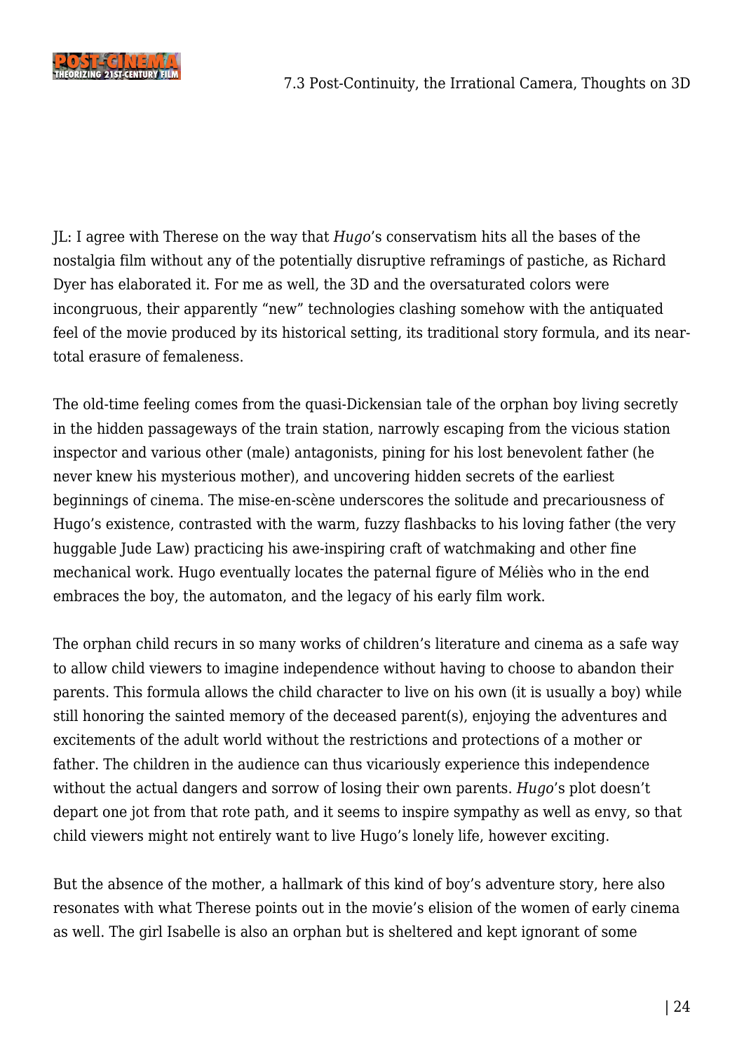JL: I agree with Therese on the way that *Hugo*'s conservatism hits all the bases of the nostalgia film without any of the potentially disruptive reframings of pastiche, as Richard Dyer has elaborated it. For me as well, the 3D and the oversaturated colors were incongruous, their apparently "new" technologies clashing somehow with the antiquated feel of the movie produced by its historical setting, its traditional story formula, and its near-total erasure of femaleness.

The old-time feeling comes from the quasi-Dickensian tale of the orphan boy living secretly in the hidden passageways of the train station, narrowly escaping from the vicious station inspector and various other (male) antagonists, pining for his lost benevolent father (he never knew his mysterious mother), and uncovering hidden secrets of the earliest beginnings of cinema. The mise-en-scène underscores the solitude and precariousness of Hugo's existence, contrasted with the warm, fuzzy flashbacks to his loving father (the very huggable Jude Law) practicing his awe-inspiring craft of watchmaking and other fine mechanical work. Hugo eventually locates the paternal figure of Méliès who in the end embraces the boy, the automaton, and the legacy of his early film work.

The orphan child recurs in so many works of children's literature and cinema as a safe way to allow child viewers to imagine independence without having to choose to abandon their parents. This formula allows the child character to live on his own (it is usually a boy) while still honoring the sainted memory of the deceased parent(s), enjoying the adventures and excitements of the adult world without the restrictions and protections of a mother or father. The children in the audience can thus vicariously experience this independence without the actual dangers and sorrow of losing their own parents. *Hugo*'s plot doesn't depart one jot from that rote path, and it seems to inspire sympathy as well as envy, so that child viewers might not entirely want to live Hugo's lonely life, however exciting.

But the absence of the mother, a hallmark of this kind of boy's adventure story, here also resonates with what Therese points out in the movie's elision of the women of early cinema as well. The girl Isabelle is also an orphan but is sheltered and kept ignorant of some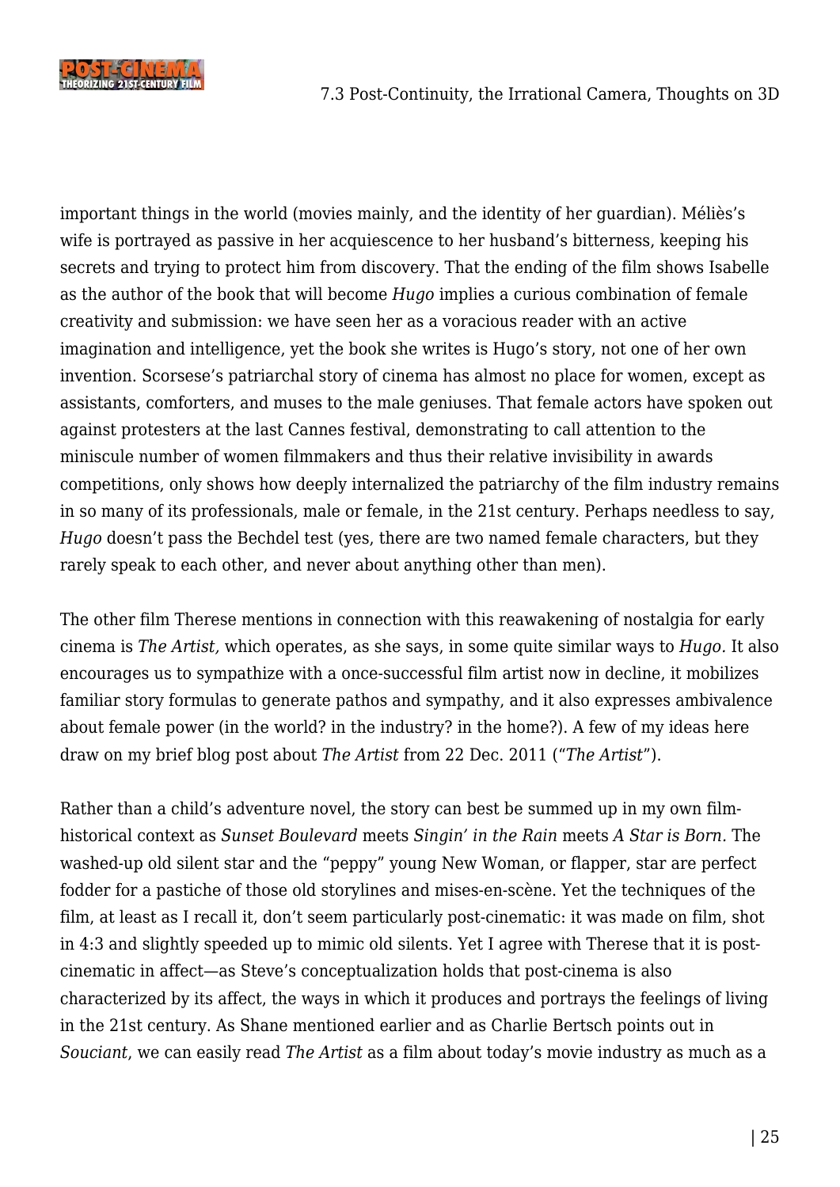important things in the world (movies mainly, and the identity of her guardian). Méliès's wife is portrayed as passive in her acquiescence to her husband's bitterness, keeping his secrets and trying to protect him from discovery. That the ending of the film shows Isabelle as the author of the book that will become *Hugo* implies a curious combination of female creativity and submission: we have seen her as a voracious reader with an active imagination and intelligence, yet the book she writes is Hugo's story, not one of her own invention. Scorsese's patriarchal story of cinema has almost no place for women, except as assistants, comforters, and muses to the male geniuses. That female actors have spoken out against protesters at the last Cannes festival, demonstrating to call attention to the miniscule number of women filmmakers and thus their relative invisibility in awards competitions, only shows how deeply internalized the patriarchy of the film industry remains in so many of its professionals, male or female, in the 21st century. Perhaps needless to say, *Hugo* doesn't pass the Bechdel test (yes, there are two named female characters, but they rarely speak to each other, and never about anything other than men).

The other film Therese mentions in connection with this reawakening of nostalgia for early cinema is *The Artist,* which operates, as she says, in some quite similar ways to *Hugo.* It also encourages us to sympathize with a once-successful film artist now in decline, it mobilizes familiar story formulas to generate pathos and sympathy, and it also expresses ambivalence about female power (in the world? in the industry? in the home?). A few of my ideas here draw on my brief blog post about *The Artist* from 22 Dec. 2011 ("*The Artist*").

Rather than a child's adventure novel, the story can best be summed up in my own film-historical context as *Sunset Boulevard* meets *Singin' in the Rain* meets *A Star is Born.* The washed-up old silent star and the "peppy" young New Woman, or flapper, star are perfect fodder for a pastiche of those old storylines and mises-en-scène. Yet the techniques of the film, at least as I recall it, don't seem particularly post-cinematic: it was made on film, shot in 4:3 and slightly speeded up to mimic old silents. Yet I agree with Therese that it is post-cinematic in affect—as Steve's conceptualization holds that post-cinema is also characterized by its affect, the ways in which it produces and portrays the feelings of living in the 21st century. As Shane mentioned earlier and as Charlie Bertsch points out in *Souciant*, we can easily read *The Artist* as a film about today's movie industry as much as a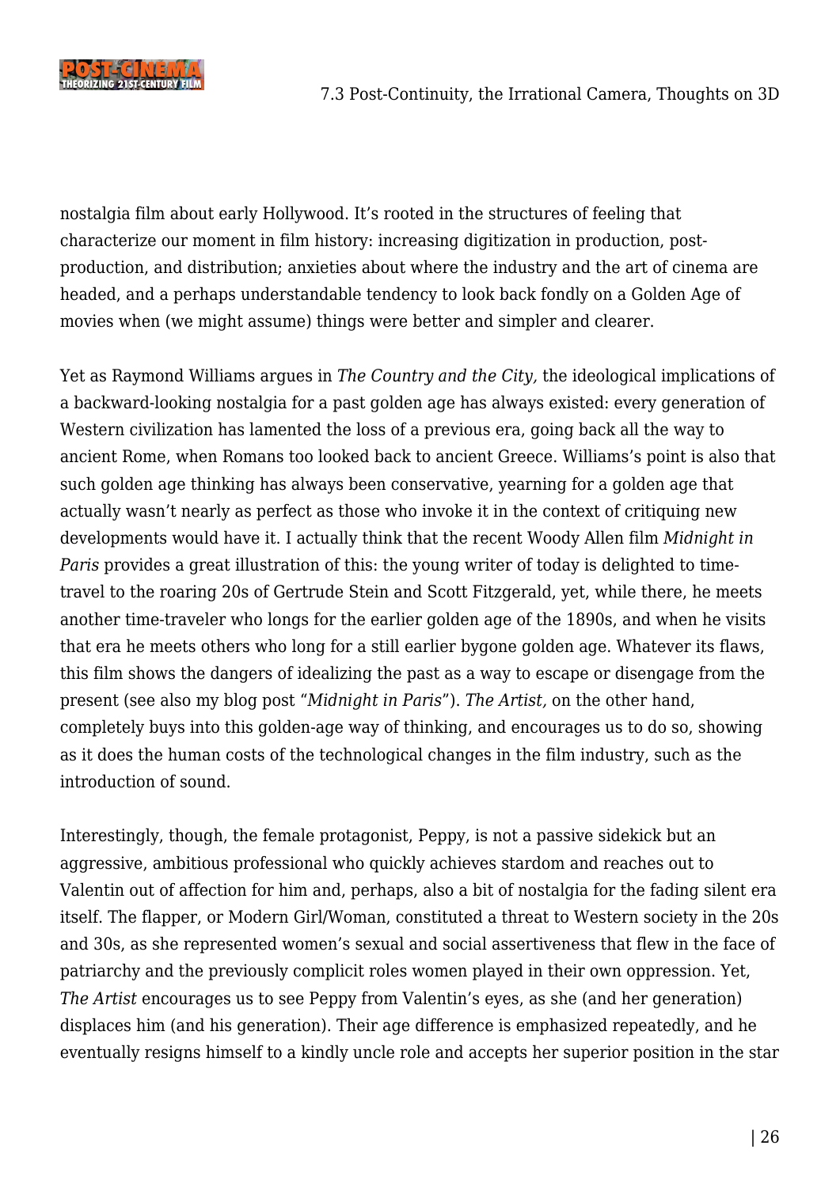nostalgia film about early Hollywood. It's rooted in the structures of feeling that characterize our moment in film history: increasing digitization in production, post-production, and distribution; anxieties about where the industry and the art of cinema are headed, and a perhaps understandable tendency to look back fondly on a Golden Age of movies when (we might assume) things were better and simpler and clearer.

Yet as Raymond Williams argues in *The Country and the City,* the ideological implications of a backward-looking nostalgia for a past golden age has always existed: every generation of Western civilization has lamented the loss of a previous era, going back all the way to ancient Rome, when Romans too looked back to ancient Greece. Williams's point is also that such golden age thinking has always been conservative, yearning for a golden age that actually wasn't nearly as perfect as those who invoke it in the context of critiquing new developments would have it. I actually think that the recent Woody Allen film *Midnight in Paris* provides a great illustration of this: the young writer of today is delighted to time-travel to the roaring 20s of Gertrude Stein and Scott Fitzgerald, yet, while there, he meets another time-traveler who longs for the earlier golden age of the 1890s, and when he visits that era he meets others who long for a still earlier bygone golden age. Whatever its flaws, this film shows the dangers of idealizing the past as a way to escape or disengage from the present (see also my blog post "*Midnight in Paris*"). *The Artist,* on the other hand, completely buys into this golden-age way of thinking, and encourages us to do so, showing as it does the human costs of the technological changes in the film industry, such as the introduction of sound.

Interestingly, though, the female protagonist, Peppy, is not a passive sidekick but an aggressive, ambitious professional who quickly achieves stardom and reaches out to Valentin out of affection for him and, perhaps, also a bit of nostalgia for the fading silent era itself. The flapper, or Modern Girl/Woman, constituted a threat to Western society in the 20s and 30s, as she represented women's sexual and social assertiveness that flew in the face of patriarchy and the previously complicit roles women played in their own oppression. Yet, *The Artist* encourages us to see Peppy from Valentin's eyes, as she (and her generation) displaces him (and his generation). Their age difference is emphasized repeatedly, and he eventually resigns himself to a kindly uncle role and accepts her superior position in the star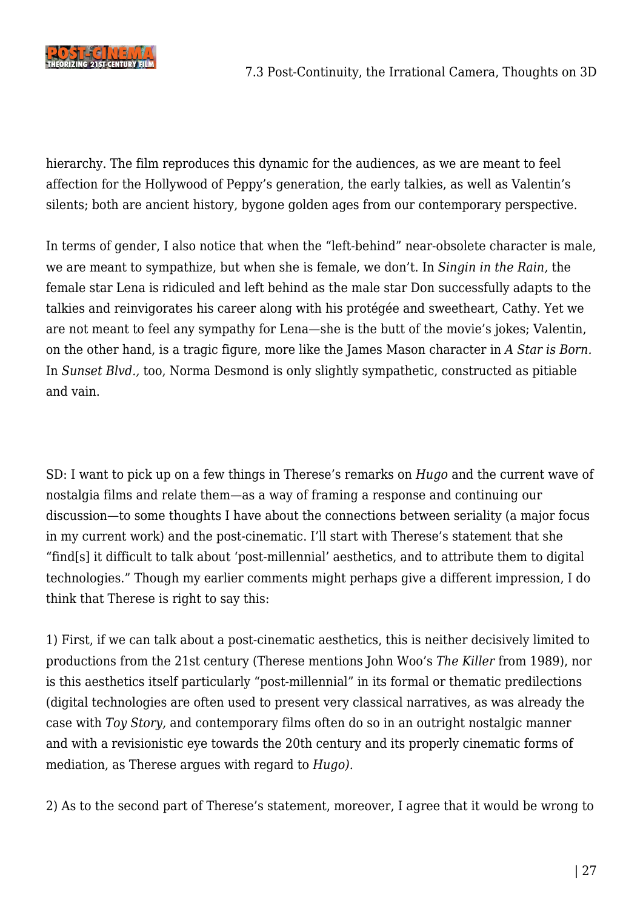hierarchy. The film reproduces this dynamic for the audiences, as we are meant to feel affection for the Hollywood of Peppy's generation, the early talkies, as well as Valentin's silents; both are ancient history, bygone golden ages from our contemporary perspective.

In terms of gender, I also notice that when the "left-behind" near-obsolete character is male, we are meant to sympathize, but when she is female, we don't. In *Singin in the Rain,* the female star Lena is ridiculed and left behind as the male star Don successfully adapts to the talkies and reinvigorates his career along with his protégée and sweetheart, Cathy. Yet we are not meant to feel any sympathy for Lena—she is the butt of the movie's jokes; Valentin, on the other hand, is a tragic figure, more like the James Mason character in *A Star is Born.* In *Sunset Blvd.,* too, Norma Desmond is only slightly sympathetic, constructed as pitiable and vain.

SD: I want to pick up on a few things in Therese's remarks on *Hugo* and the current wave of nostalgia films and relate them—as a way of framing a response and continuing our discussion—to some thoughts I have about the connections between seriality (a major focus in my current work) and the post-cinematic. I'll start with Therese's statement that she "find[s] it difficult to talk about 'post-millennial' aesthetics, and to attribute them to digital technologies." Though my earlier comments might perhaps give a different impression, I do think that Therese is right to say this:

1) First, if we can talk about a post-cinematic aesthetics, this is neither decisively limited to productions from the 21st century (Therese mentions John Woo's *The Killer* from 1989), nor is this aesthetics itself particularly "post-millennial" in its formal or thematic predilections (digital technologies are often used to present very classical narratives, as was already the case with *Toy Story,* and contemporary films often do so in an outright nostalgic manner and with a revisionistic eye towards the 20th century and its properly cinematic forms of mediation, as Therese argues with regard to *Hugo).*

2) As to the second part of Therese's statement, moreover, I agree that it would be wrong to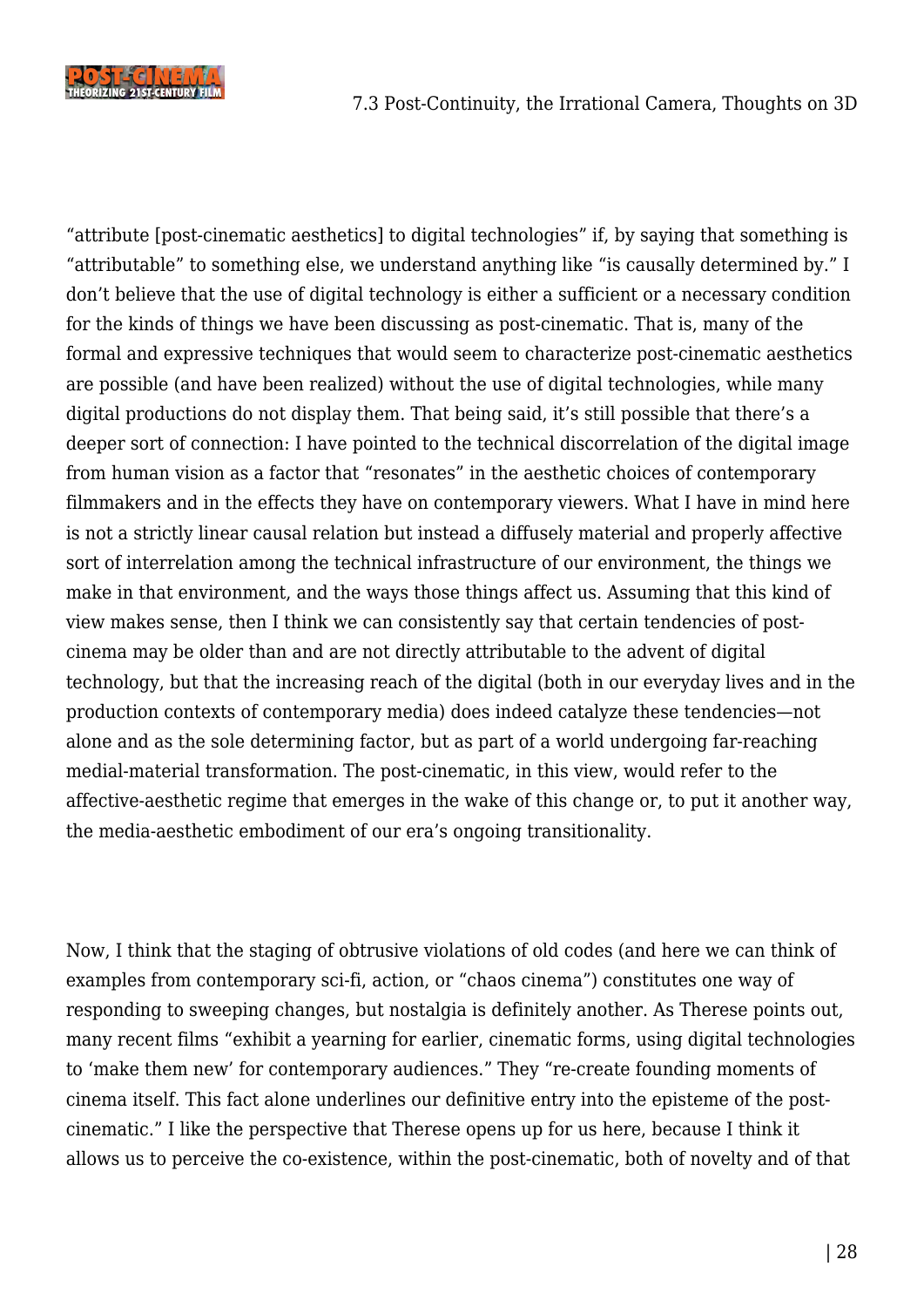"attribute [post-cinematic aesthetics] to digital technologies" if, by saying that something is "attributable" to something else, we understand anything like "is causally determined by." I don't believe that the use of digital technology is either a sufficient or a necessary condition for the kinds of things we have been discussing as post-cinematic. That is, many of the formal and expressive techniques that would seem to characterize post-cinematic aesthetics are possible (and have been realized) without the use of digital technologies, while many digital productions do not display them. That being said, it's still possible that there's a deeper sort of connection: I have pointed to the technical discorrelation of the digital image from human vision as a factor that "resonates" in the aesthetic choices of contemporary filmmakers and in the effects they have on contemporary viewers. What I have in mind here is not a strictly linear causal relation but instead a diffusely material and properly affective sort of interrelation among the technical infrastructure of our environment, the things we make in that environment, and the ways those things affect us. Assuming that this kind of view makes sense, then I think we can consistently say that certain tendencies of post-cinema may be older than and are not directly attributable to the advent of digital technology, but that the increasing reach of the digital (both in our everyday lives and in the production contexts of contemporary media) does indeed catalyze these tendencies—not alone and as the sole determining factor, but as part of a world undergoing far-reaching medial-material transformation. The post-cinematic, in this view, would refer to the affective-aesthetic regime that emerges in the wake of this change or, to put it another way, the media-aesthetic embodiment of our era's ongoing transitionality.

Now, I think that the staging of obtrusive violations of old codes (and here we can think of examples from contemporary sci-fi, action, or "chaos cinema") constitutes one way of responding to sweeping changes, but nostalgia is definitely another. As Therese points out, many recent films "exhibit a yearning for earlier, cinematic forms, using digital technologies to 'make them new' for contemporary audiences." They "re-create founding moments of cinema itself. This fact alone underlines our definitive entry into the episteme of the post-cinematic." I like the perspective that Therese opens up for us here, because I think it allows us to perceive the co-existence, within the post-cinematic, both of novelty and of that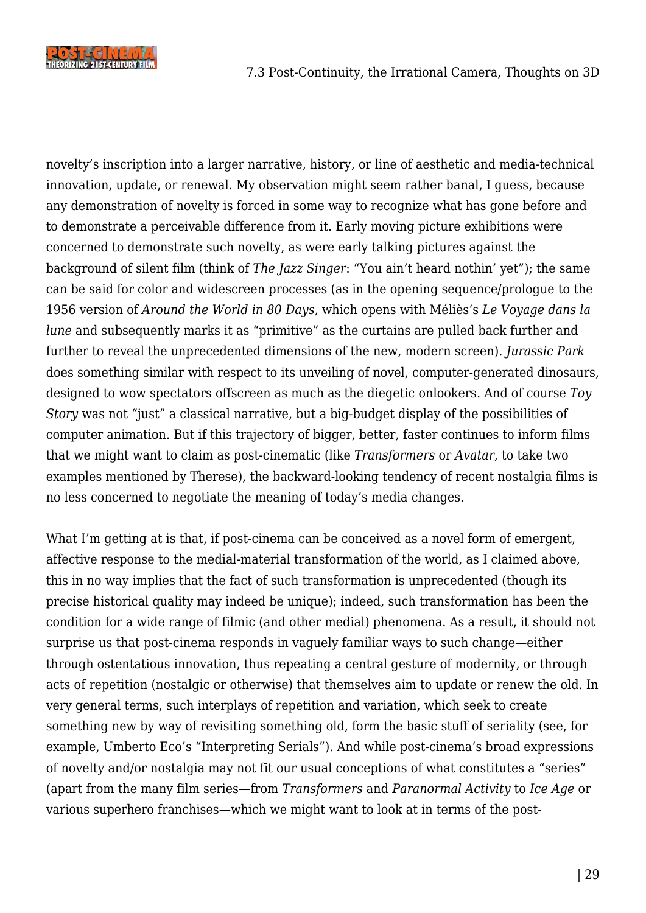novelty's inscription into a larger narrative, history, or line of aesthetic and media-technical innovation, update, or renewal. My observation might seem rather banal, I guess, because any demonstration of novelty is forced in some way to recognize what has gone before and to demonstrate a perceivable difference from it. Early moving picture exhibitions were concerned to demonstrate such novelty, as were early talking pictures against the background of silent film (think of *The Jazz Singer*: "You ain't heard nothin' yet"); the same can be said for color and widescreen processes (as in the opening sequence/prologue to the 1956 version of *Around the World in 80 Days,* which opens with Méliès's *Le Voyage dans la lune* and subsequently marks it as "primitive" as the curtains are pulled back further and further to reveal the unprecedented dimensions of the new, modern screen). *Jurassic Park* does something similar with respect to its unveiling of novel, computer-generated dinosaurs, designed to wow spectators offscreen as much as the diegetic onlookers. And of course *Toy Story* was not "just" a classical narrative, but a big-budget display of the possibilities of computer animation. But if this trajectory of bigger, better, faster continues to inform films that we might want to claim as post-cinematic (like *Transformers* or *Avatar*, to take two examples mentioned by Therese), the backward-looking tendency of recent nostalgia films is no less concerned to negotiate the meaning of today's media changes.

What I'm getting at is that, if post-cinema can be conceived as a novel form of emergent, affective response to the medial-material transformation of the world, as I claimed above, this in no way implies that the fact of such transformation is unprecedented (though its precise historical quality may indeed be unique); indeed, such transformation has been the condition for a wide range of filmic (and other medial) phenomena. As a result, it should not surprise us that post-cinema responds in vaguely familiar ways to such change—either through ostentatious innovation, thus repeating a central gesture of modernity, or through acts of repetition (nostalgic or otherwise) that themselves aim to update or renew the old. In very general terms, such interplays of repetition and variation, which seek to create something new by way of revisiting something old, form the basic stuff of seriality (see, for example, Umberto Eco's "Interpreting Serials"). And while post-cinema's broad expressions of novelty and/or nostalgia may not fit our usual conceptions of what constitutes a "series" (apart from the many film series—from *Transformers* and *Paranormal Activity* to *Ice Age* or various superhero franchises—which we might want to look at in terms of the post-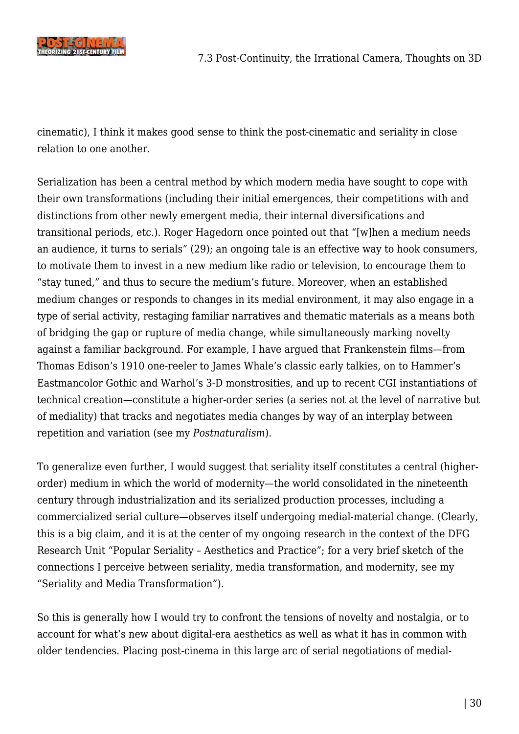cinematic), I think it makes good sense to think the post-cinematic and seriality in close relation to one another.

Serialization has been a central method by which modern media have sought to cope with their own transformations (including their initial emergences, their competitions with and distinctions from other newly emergent media, their internal diversifications and transitional periods, etc.). Roger Hagedorn once pointed out that "[w]hen a medium needs an audience, it turns to serials" (29); an ongoing tale is an effective way to hook consumers, to motivate them to invest in a new medium like radio or television, to encourage them to "stay tuned," and thus to secure the medium's future. Moreover, when an established medium changes or responds to changes in its medial environment, it may also engage in a type of serial activity, restaging familiar narratives and thematic materials as a means both of bridging the gap or rupture of media change, while simultaneously marking novelty against a familiar background. For example, I have argued that Frankenstein films—from Thomas Edison's 1910 one-reeler to James Whale's classic early talkies, on to Hammer's Eastmancolor Gothic and Warhol's 3-D monstrosities, and up to recent CGI instantiations of technical creation—constitute a higher-order series (a series not at the level of narrative but of mediality) that tracks and negotiates media changes by way of an interplay between repetition and variation (see my *Postnaturalism*).

To generalize even further, I would suggest that seriality itself constitutes a central (higher-order) medium in which the world of modernity—the world consolidated in the nineteenth century through industrialization and its serialized production processes, including a commercialized serial culture—observes itself undergoing medial-material change. (Clearly, this is a big claim, and it is at the center of my ongoing research in the context of the DFG Research Unit "Popular Seriality – Aesthetics and Practice"; for a very brief sketch of the connections I perceive between seriality, media transformation, and modernity, see my "Seriality and Media Transformation").

So this is generally how I would try to confront the tensions of novelty and nostalgia, or to account for what's new about digital-era aesthetics as well as what it has in common with older tendencies. Placing post-cinema in this large arc of serial negotiations of medial-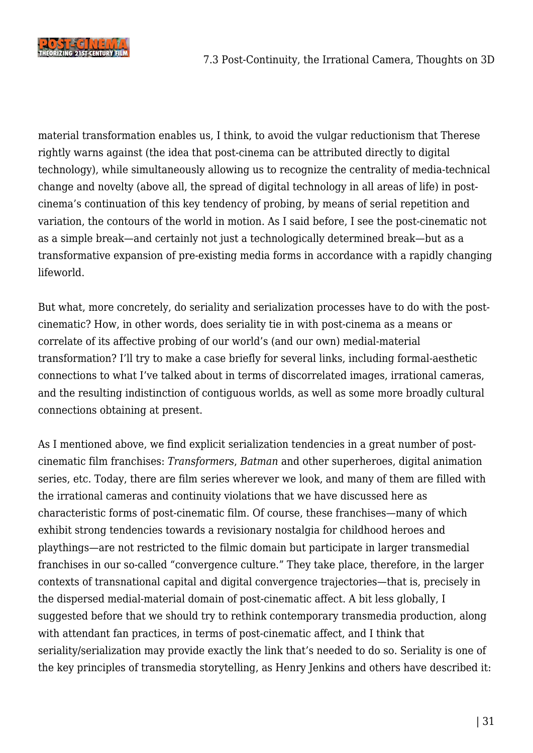material transformation enables us, I think, to avoid the vulgar reductionism that Therese rightly warns against (the idea that post-cinema can be attributed directly to digital technology), while simultaneously allowing us to recognize the centrality of media-technical change and novelty (above all, the spread of digital technology in all areas of life) in post-cinema's continuation of this key tendency of probing, by means of serial repetition and variation, the contours of the world in motion. As I said before, I see the post-cinematic not as a simple break—and certainly not just a technologically determined break—but as a transformative expansion of pre-existing media forms in accordance with a rapidly changing lifeworld.

But what, more concretely, do seriality and serialization processes have to do with the post-cinematic? How, in other words, does seriality tie in with post-cinema as a means or correlate of its affective probing of our world's (and our own) medial-material transformation? I'll try to make a case briefly for several links, including formal-aesthetic connections to what I've talked about in terms of discorrelated images, irrational cameras, and the resulting indistinction of contiguous worlds, as well as some more broadly cultural connections obtaining at present.

As I mentioned above, we find explicit serialization tendencies in a great number of post-cinematic film franchises: *Transformers*, *Batman* and other superheroes, digital animation series, etc. Today, there are film series wherever we look, and many of them are filled with the irrational cameras and continuity violations that we have discussed here as characteristic forms of post-cinematic film. Of course, these franchises—many of which exhibit strong tendencies towards a revisionary nostalgia for childhood heroes and playthings—are not restricted to the filmic domain but participate in larger transmedial franchises in our so-called "convergence culture." They take place, therefore, in the larger contexts of transnational capital and digital convergence trajectories—that is, precisely in the dispersed medial-material domain of post-cinematic affect. A bit less globally, I suggested before that we should try to rethink contemporary transmedia production, along with attendant fan practices, in terms of post-cinematic affect, and I think that seriality/serialization may provide exactly the link that's needed to do so. Seriality is one of the key principles of transmedia storytelling, as Henry Jenkins and others have described it: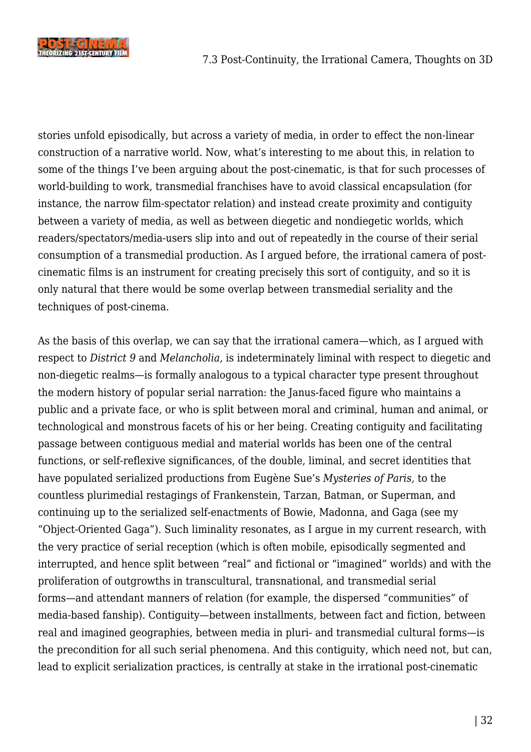stories unfold episodically, but across a variety of media, in order to effect the non-linear construction of a narrative world. Now, what's interesting to me about this, in relation to some of the things I've been arguing about the post-cinematic, is that for such processes of world-building to work, transmedial franchises have to avoid classical encapsulation (for instance, the narrow film-spectator relation) and instead create proximity and contiguity between a variety of media, as well as between diegetic and nondiegetic worlds, which readers/spectators/media-users slip into and out of repeatedly in the course of their serial consumption of a transmedial production. As I argued before, the irrational camera of post-cinematic films is an instrument for creating precisely this sort of contiguity, and so it is only natural that there would be some overlap between transmedial seriality and the techniques of post-cinema.

As the basis of this overlap, we can say that the irrational camera—which, as I argued with respect to *District 9* and *Melancholia,* is indeterminately liminal with respect to diegetic and non-diegetic realms—is formally analogous to a typical character type present throughout the modern history of popular serial narration: the Janus-faced figure who maintains a public and a private face, or who is split between moral and criminal, human and animal, or technological and monstrous facets of his or her being. Creating contiguity and facilitating passage between contiguous medial and material worlds has been one of the central functions, or self-reflexive significances, of the double, liminal, and secret identities that have populated serialized productions from Eugène Sue's *Mysteries of Paris,* to the countless plurimedial restagings of Frankenstein, Tarzan, Batman, or Superman, and continuing up to the serialized self-enactments of Bowie, Madonna, and Gaga (see my "Object-Oriented Gaga"). Such liminality resonates, as I argue in my current research, with the very practice of serial reception (which is often mobile, episodically segmented and interrupted, and hence split between "real" and fictional or "imagined" worlds) and with the proliferation of outgrowths in transcultural, transnational, and transmedial serial forms—and attendant manners of relation (for example, the dispersed "communities" of media-based fanship). Contiguity—between installments, between fact and fiction, between real and imagined geographies, between media in pluri- and transmedial cultural forms—is the precondition for all such serial phenomena. And this contiguity, which need not, but can, lead to explicit serialization practices, is centrally at stake in the irrational post-cinematic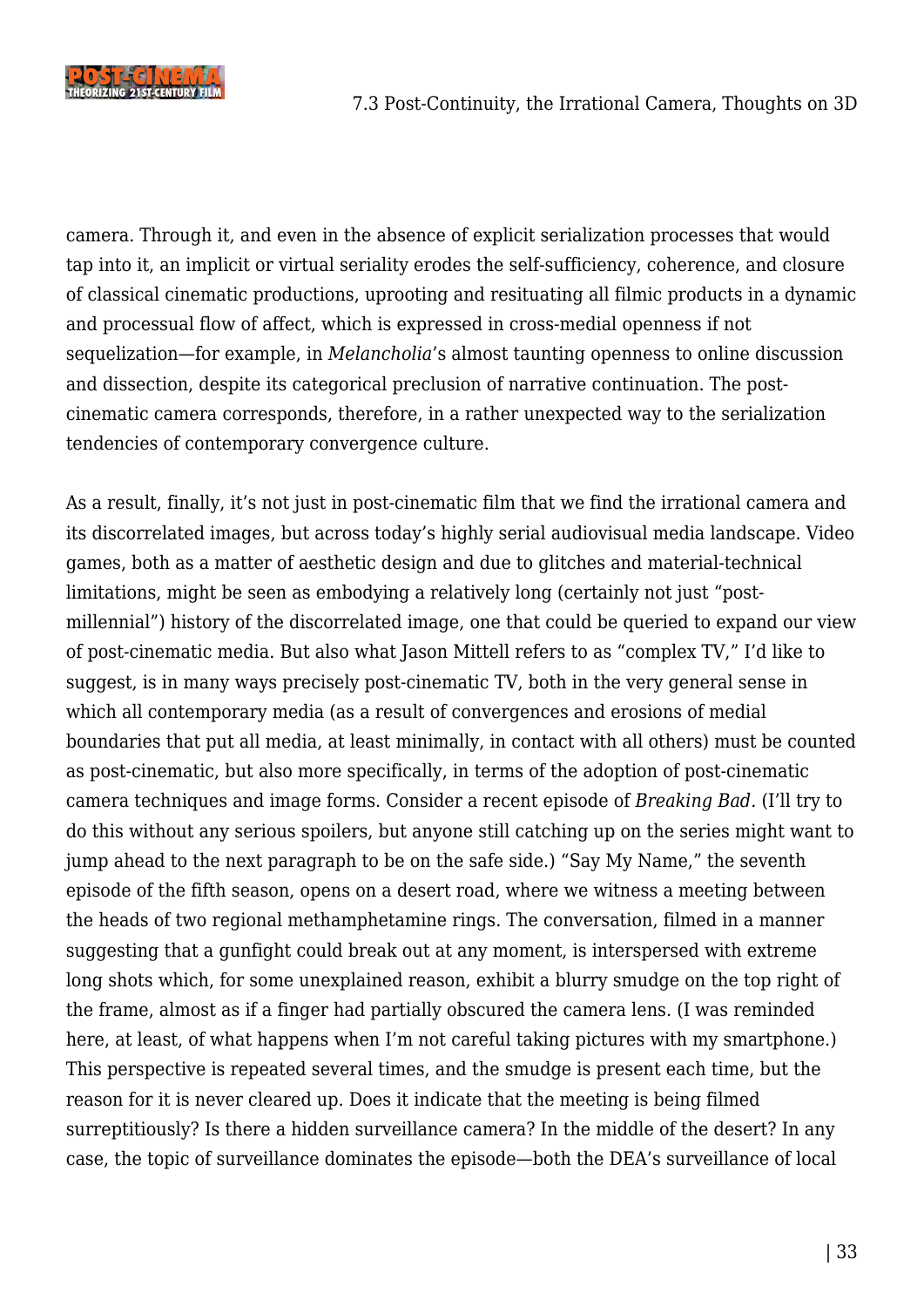camera. Through it, and even in the absence of explicit serialization processes that would tap into it, an implicit or virtual seriality erodes the self-sufficiency, coherence, and closure of classical cinematic productions, uprooting and resituating all filmic products in a dynamic and processual flow of affect, which is expressed in cross-medial openness if not sequelization—for example, in *Melancholia*'s almost taunting openness to online discussion and dissection, despite its categorical preclusion of narrative continuation. The post-cinematic camera corresponds, therefore, in a rather unexpected way to the serialization tendencies of contemporary convergence culture.

As a result, finally, it's not just in post-cinematic film that we find the irrational camera and its discorrelated images, but across today's highly serial audiovisual media landscape. Video games, both as a matter of aesthetic design and due to glitches and material-technical limitations, might be seen as embodying a relatively long (certainly not just "post-millennial") history of the discorrelated image, one that could be queried to expand our view of post-cinematic media. But also what Jason Mittell refers to as "complex TV," I'd like to suggest, is in many ways precisely post-cinematic TV, both in the very general sense in which all contemporary media (as a result of convergences and erosions of medial boundaries that put all media, at least minimally, in contact with all others) must be counted as post-cinematic, but also more specifically, in terms of the adoption of post-cinematic camera techniques and image forms. Consider a recent episode of *Breaking Bad*. (I'll try to do this without any serious spoilers, but anyone still catching up on the series might want to jump ahead to the next paragraph to be on the safe side.) "Say My Name," the seventh episode of the fifth season, opens on a desert road, where we witness a meeting between the heads of two regional methamphetamine rings. The conversation, filmed in a manner suggesting that a gunfight could break out at any moment, is interspersed with extreme long shots which, for some unexplained reason, exhibit a blurry smudge on the top right of the frame, almost as if a finger had partially obscured the camera lens. (I was reminded here, at least, of what happens when I'm not careful taking pictures with my smartphone.) This perspective is repeated several times, and the smudge is present each time, but the reason for it is never cleared up. Does it indicate that the meeting is being filmed surreptitiously? Is there a hidden surveillance camera? In the middle of the desert? In any case, the topic of surveillance dominates the episode—both the DEA's surveillance of local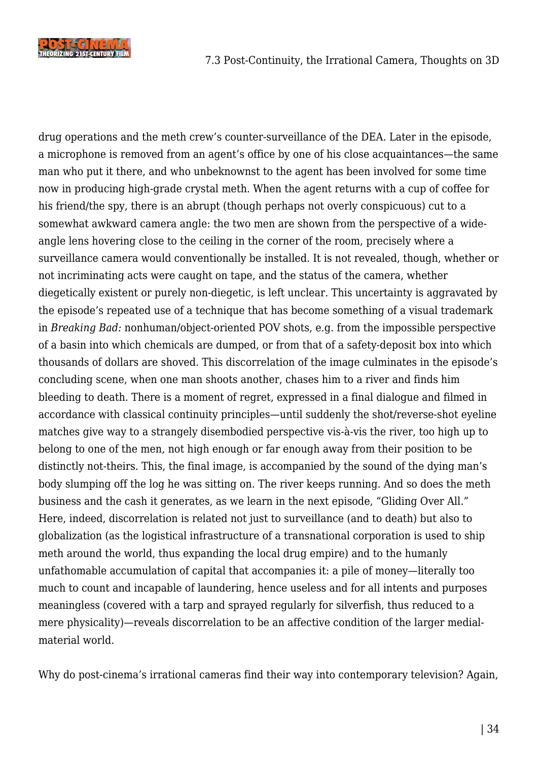drug operations and the meth crew's counter-surveillance of the DEA. Later in the episode, a microphone is removed from an agent's office by one of his close acquaintances—the same man who put it there, and who unbeknownst to the agent has been involved for some time now in producing high-grade crystal meth. When the agent returns with a cup of coffee for his friend/the spy, there is an abrupt (though perhaps not overly conspicuous) cut to a somewhat awkward camera angle: the two men are shown from the perspective of a wide-angle lens hovering close to the ceiling in the corner of the room, precisely where a surveillance camera would conventionally be installed. It is not revealed, though, whether or not incriminating acts were caught on tape, and the status of the camera, whether diegetically existent or purely non-diegetic, is left unclear. This uncertainty is aggravated by the episode's repeated use of a technique that has become something of a visual trademark in *Breaking Bad:* nonhuman/object-oriented POV shots, e.g. from the impossible perspective of a basin into which chemicals are dumped, or from that of a safety-deposit box into which thousands of dollars are shoved. This discorrelation of the image culminates in the episode's concluding scene, when one man shoots another, chases him to a river and finds him bleeding to death. There is a moment of regret, expressed in a final dialogue and filmed in accordance with classical continuity principles—until suddenly the shot/reverse-shot eyeline matches give way to a strangely disembodied perspective vis-à-vis the river, too high up to belong to one of the men, not high enough or far enough away from their position to be distinctly not-theirs. This, the final image, is accompanied by the sound of the dying man's body slumping off the log he was sitting on. The river keeps running. And so does the meth business and the cash it generates, as we learn in the next episode, "Gliding Over All." Here, indeed, discorrelation is related not just to surveillance (and to death) but also to globalization (as the logistical infrastructure of a transnational corporation is used to ship meth around the world, thus expanding the local drug empire) and to the humanly unfathomable accumulation of capital that accompanies it: a pile of money—literally too much to count and incapable of laundering, hence useless and for all intents and purposes meaningless (covered with a tarp and sprayed regularly for silverfish, thus reduced to a mere physicality)—reveals discorrelation to be an affective condition of the larger medial-material world.

Why do post-cinema's irrational cameras find their way into contemporary television? Again,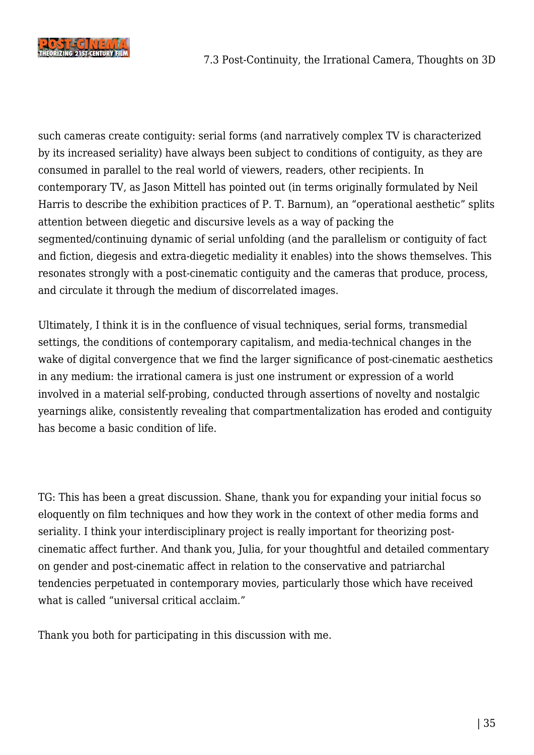such cameras create contiguity: serial forms (and narratively complex TV is characterized by its increased seriality) have always been subject to conditions of contiguity, as they are consumed in parallel to the real world of viewers, readers, other recipients. In contemporary TV, as Jason Mittell has pointed out (in terms originally formulated by Neil Harris to describe the exhibition practices of P. T. Barnum), an "operational aesthetic" splits attention between diegetic and discursive levels as a way of packing the segmented/continuing dynamic of serial unfolding (and the parallelism or contiguity of fact and fiction, diegesis and extra-diegetic mediality it enables) into the shows themselves. This resonates strongly with a post-cinematic contiguity and the cameras that produce, process, and circulate it through the medium of discorrelated images.

Ultimately, I think it is in the confluence of visual techniques, serial forms, transmedial settings, the conditions of contemporary capitalism, and media-technical changes in the wake of digital convergence that we find the larger significance of post-cinematic aesthetics in any medium: the irrational camera is just one instrument or expression of a world involved in a material self-probing, conducted through assertions of novelty and nostalgic yearnings alike, consistently revealing that compartmentalization has eroded and contiguity has become a basic condition of life.

TG: This has been a great discussion. Shane, thank you for expanding your initial focus so eloquently on film techniques and how they work in the context of other media forms and seriality. I think your interdisciplinary project is really important for theorizing post-cinematic affect further. And thank you, Julia, for your thoughtful and detailed commentary on gender and post-cinematic affect in relation to the conservative and patriarchal tendencies perpetuated in contemporary movies, particularly those which have received what is called "universal critical acclaim."

Thank you both for participating in this discussion with me.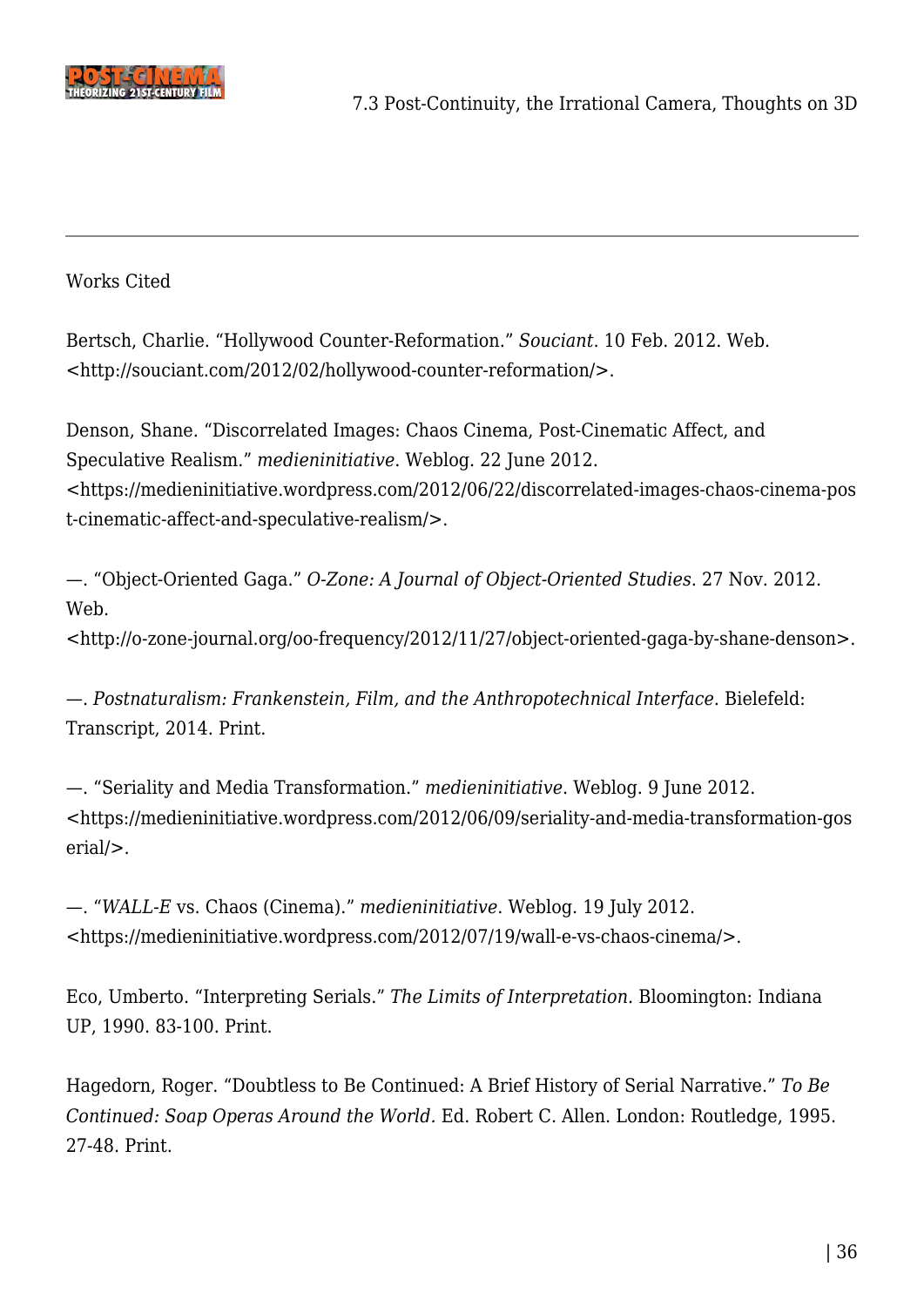Works Cited

Bertsch, Charlie. "Hollywood Counter-Reformation." *Souciant*. 10 Feb. 2012. Web. <http://souciant.com/2012/02/hollywood-counter-reformation/>.

Denson, Shane. "Discorrelated Images: Chaos Cinema, Post-Cinematic Affect, and Speculative Realism." *medieninitiative*. Weblog. 22 June 2012. <https://medieninitiative.wordpress.com/2012/06/22/discorrelated-images-chaos-cinema-post-cinematic-affect-and-speculative-realism/>.

—. "Object-Oriented Gaga." *O-Zone: A Journal of Object-Oriented Studies*. 27 Nov. 2012. Web. <http://o-zone-journal.org/oo-frequency/2012/11/27/object-oriented-gaga-by-shane-denson>.

—. *Postnaturalism: Frankenstein, Film, and the Anthropotechnical Interface*. Bielefeld: Transcript, 2014. Print.

—. "Seriality and Media Transformation." *medieninitiative*. Weblog. 9 June 2012. <https://medieninitiative.wordpress.com/2012/06/09/seriality-and-media-transformation-goserial/>.

—. "*WALL-E* vs. Chaos (Cinema)." *medieninitiative*. Weblog. 19 July 2012. <https://medieninitiative.wordpress.com/2012/07/19/wall-e-vs-chaos-cinema/>.

Eco, Umberto. "Interpreting Serials." *The Limits of Interpretation.* Bloomington: Indiana UP, 1990. 83-100. Print.

Hagedorn, Roger. "Doubtless to Be Continued: A Brief History of Serial Narrative." *To Be Continued: Soap Operas Around the World.* Ed. Robert C. Allen. London: Routledge, 1995. 27-48. Print.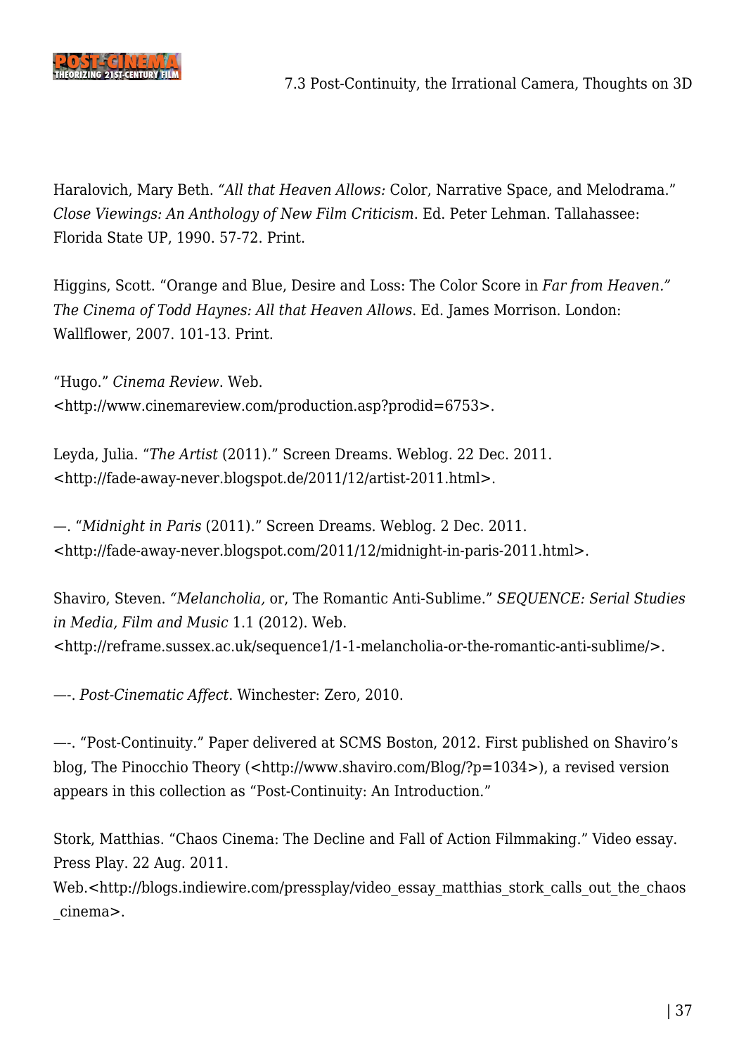Haralovich, Mary Beth. *"All that Heaven Allows:* Color, Narrative Space, and Melodrama." *Close Viewings: An Anthology of New Film Criticism*. Ed. Peter Lehman. Tallahassee: Florida State UP, 1990. 57-72. Print.

Higgins, Scott. "Orange and Blue, Desire and Loss: The Color Score in *Far from Heaven."* *The Cinema of Todd Haynes: All that Heaven Allows*. Ed. James Morrison. London: Wallflower, 2007. 101-13. Print.

"Hugo." *Cinema Review*. Web. <http://www.cinemareview.com/production.asp?prodid=6753>.

Leyda, Julia. "*The Artist* (2011)." Screen Dreams. Weblog. 22 Dec. 2011. <http://fade-away-never.blogspot.de/2011/12/artist-2011.html>.

—. "*Midnight in Paris* (2011)." Screen Dreams. Weblog. 2 Dec. 2011. <http://fade-away-never.blogspot.com/2011/12/midnight-in-paris-2011.html>.

Shaviro, Steven. *"Melancholia,* or, The Romantic Anti-Sublime." *SEQUENCE: Serial Studies in Media, Film and Music* 1.1 (2012). Web. <http://reframe.sussex.ac.uk/sequence1/1-1-melancholia-or-the-romantic-anti-sublime/>.

—-. *Post-Cinematic Affect*. Winchester: Zero, 2010.

—-. "Post-Continuity." Paper delivered at SCMS Boston, 2012. First published on Shaviro's blog, The Pinocchio Theory (<http://www.shaviro.com/Blog/?p=1034>), a revised version appears in this collection as "Post-Continuity: An Introduction."

Stork, Matthias. "Chaos Cinema: The Decline and Fall of Action Filmmaking." Video essay. Press Play. 22 Aug. 2011. Web.<http://blogs.indiewire.com/pressplay/video_essay_matthias_stork_calls_out_the_chaos_cinema>.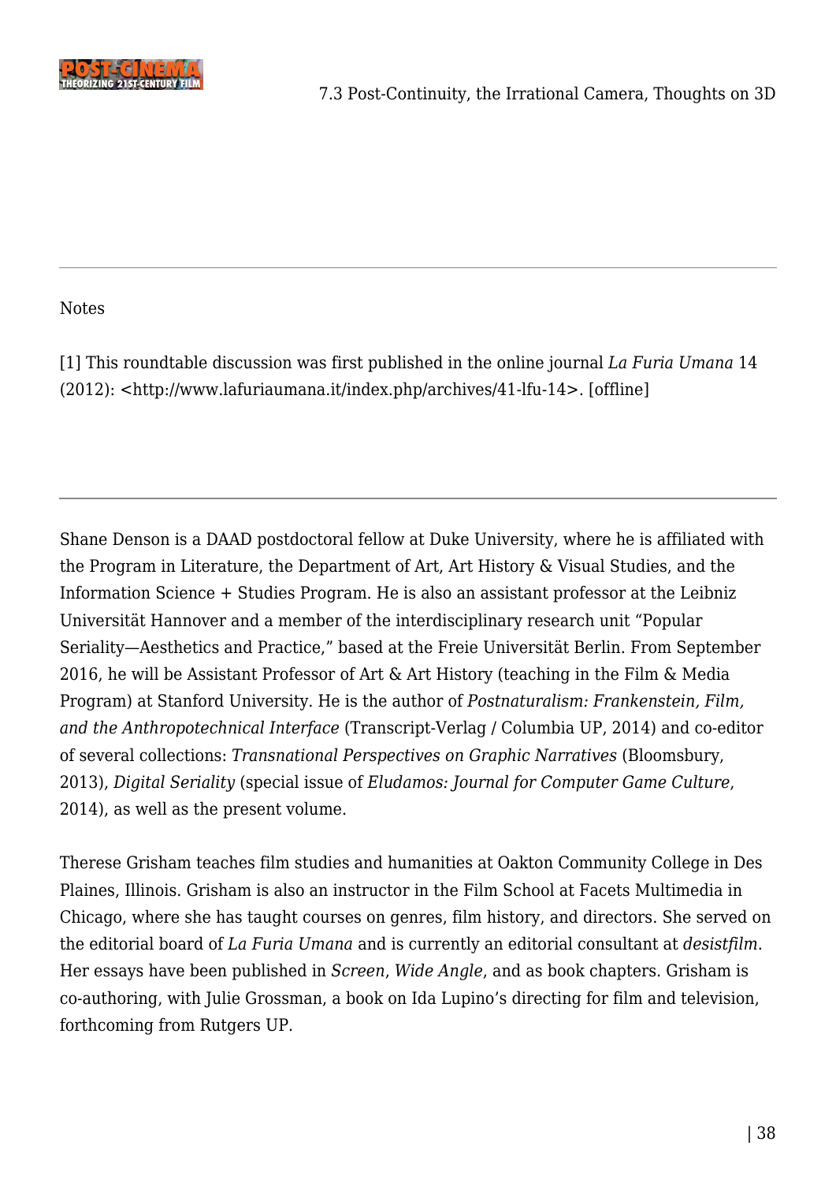---

Notes

[1] This roundtable discussion was first published in the online journal *La Furia Umana* 14 (2012): <http://www.lafuriaumana.it/index.php/archives/41-lfu-14>. [offline]

---

Shane Denson is a DAAD postdoctoral fellow at Duke University, where he is affiliated with the Program in Literature, the Department of Art, Art History & Visual Studies, and the Information Science + Studies Program. He is also an assistant professor at the Leibniz Universität Hannover and a member of the interdisciplinary research unit "Popular Seriality—Aesthetics and Practice," based at the Freie Universität Berlin. From September 2016, he will be Assistant Professor of Art & Art History (teaching in the Film & Media Program) at Stanford University. He is the author of *Postnaturalism: Frankenstein, Film, and the Anthropotechnical Interface* (Transcript-Verlag / Columbia UP, 2014) and co-editor of several collections: *Transnational Perspectives on Graphic Narratives* (Bloomsbury, 2013), *Digital Seriality* (special issue of *Eludamos: Journal for Computer Game Culture*, 2014), as well as the present volume.

Therese Grisham teaches film studies and humanities at Oakton Community College in Des Plaines, Illinois. Grisham is also an instructor in the Film School at Facets Multimedia in Chicago, where she has taught courses on genres, film history, and directors. She served on the editorial board of *La Furia Umana* and is currently an editorial consultant at *desistfilm*. Her essays have been published in *Screen*, *Wide Angle*, and as book chapters. Grisham is co-authoring, with Julie Grossman, a book on Ida Lupino's directing for film and television, forthcoming from Rutgers UP.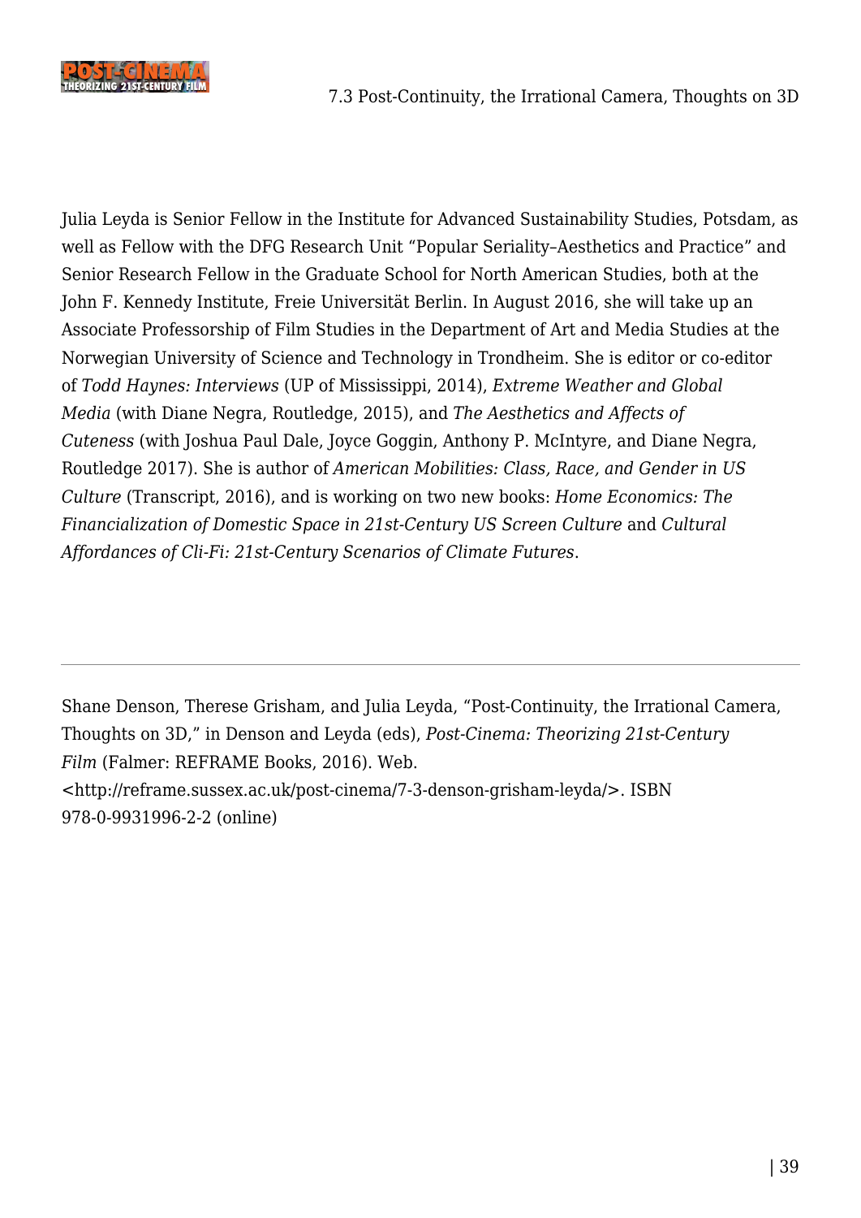Julia Leyda is Senior Fellow in the Institute for Advanced Sustainability Studies, Potsdam, as well as Fellow with the DFG Research Unit "Popular Seriality–Aesthetics and Practice" and Senior Research Fellow in the Graduate School for North American Studies, both at the John F. Kennedy Institute, Freie Universität Berlin. In August 2016, she will take up an Associate Professorship of Film Studies in the Department of Art and Media Studies at the Norwegian University of Science and Technology in Trondheim. She is editor or co-editor of *Todd Haynes: Interviews* (UP of Mississippi, 2014), *Extreme Weather and Global Media* (with Diane Negra, Routledge, 2015), and *The Aesthetics and Affects of Cuteness* (with Joshua Paul Dale, Joyce Goggin, Anthony P. McIntyre, and Diane Negra, Routledge 2017). She is author of *American Mobilities: Class, Race, and Gender in US Culture* (Transcript, 2016), and is working on two new books: *Home Economics: The Financialization of Domestic Space in 21st-Century US Screen Culture* and *Cultural Affordances of Cli-Fi: 21st-Century Scenarios of Climate Futures*.

---

Shane Denson, Therese Grisham, and Julia Leyda, "Post-Continuity, the Irrational Camera, Thoughts on 3D," in Denson and Leyda (eds), *Post-Cinema: Theorizing 21st-Century Film* (Falmer: REFRAME Books, 2016). Web. <http://reframe.sussex.ac.uk/post-cinema/7-3-denson-grisham-leyda/>. ISBN 978-0-9931996-2-2 (online)